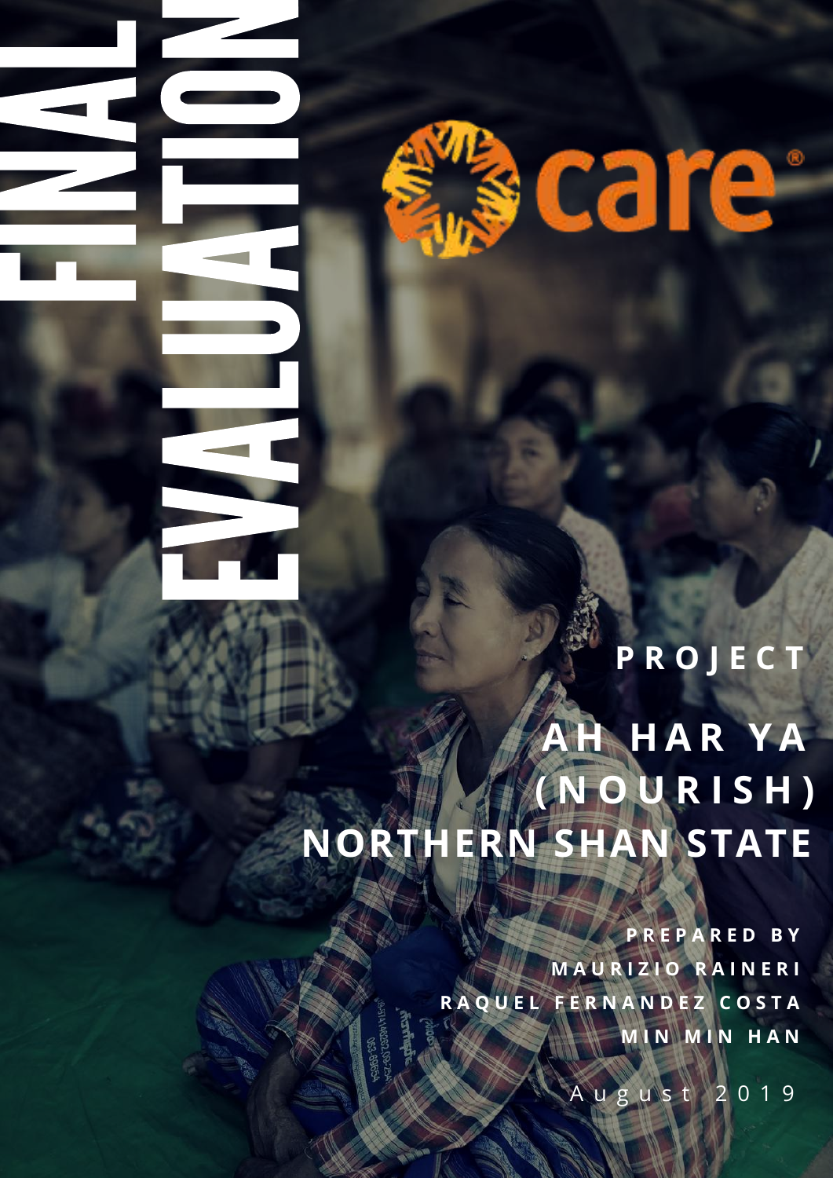# FINAL EVALUATION

care®

**PROJECT**

# AH HAR YA (NOURISH) NORTHERN SHAN STATE

**PREPARED BY**

**MAURIZIO RAINERI**

**RAQUEL FERNANDEZ COSTA**

**MIN MIN HAN**

August 2019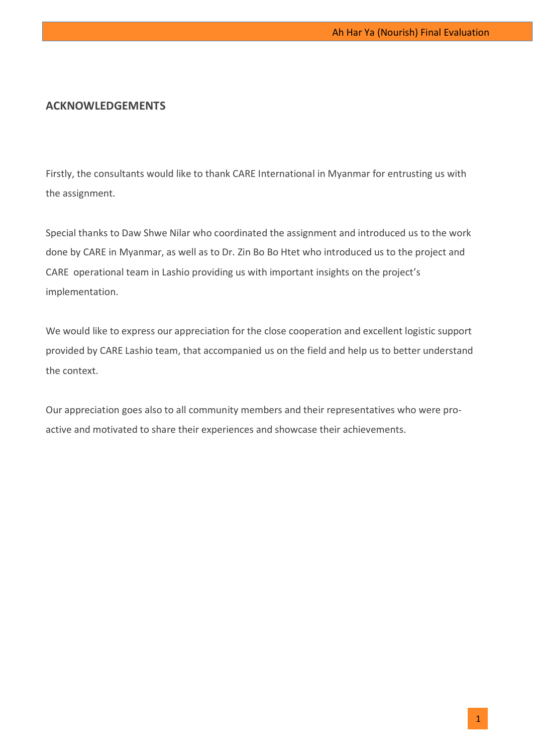## ACKNOWLEDGEMENTS

Firstly, the consultants would like to thank CARE International in Myanmar for entrusting us with the assignment.

Special thanks to Daw Shwe Nilar who coordinated the assignment and introduced us to the work done by CARE in Myanmar, as well as to Dr. Zin Bo Bo Htet who introduced us to the project and CARE operational team in Lashio providing us with important insights on the project's implementation.

We would like to express our appreciation for the close cooperation and excellent logistic support provided by CARE Lashio team, that accompanied us on the field and help us to better understand the context.

Our appreciation goes also to all community members and their representatives who were pro-active and motivated to share their experiences and showcase their achievements.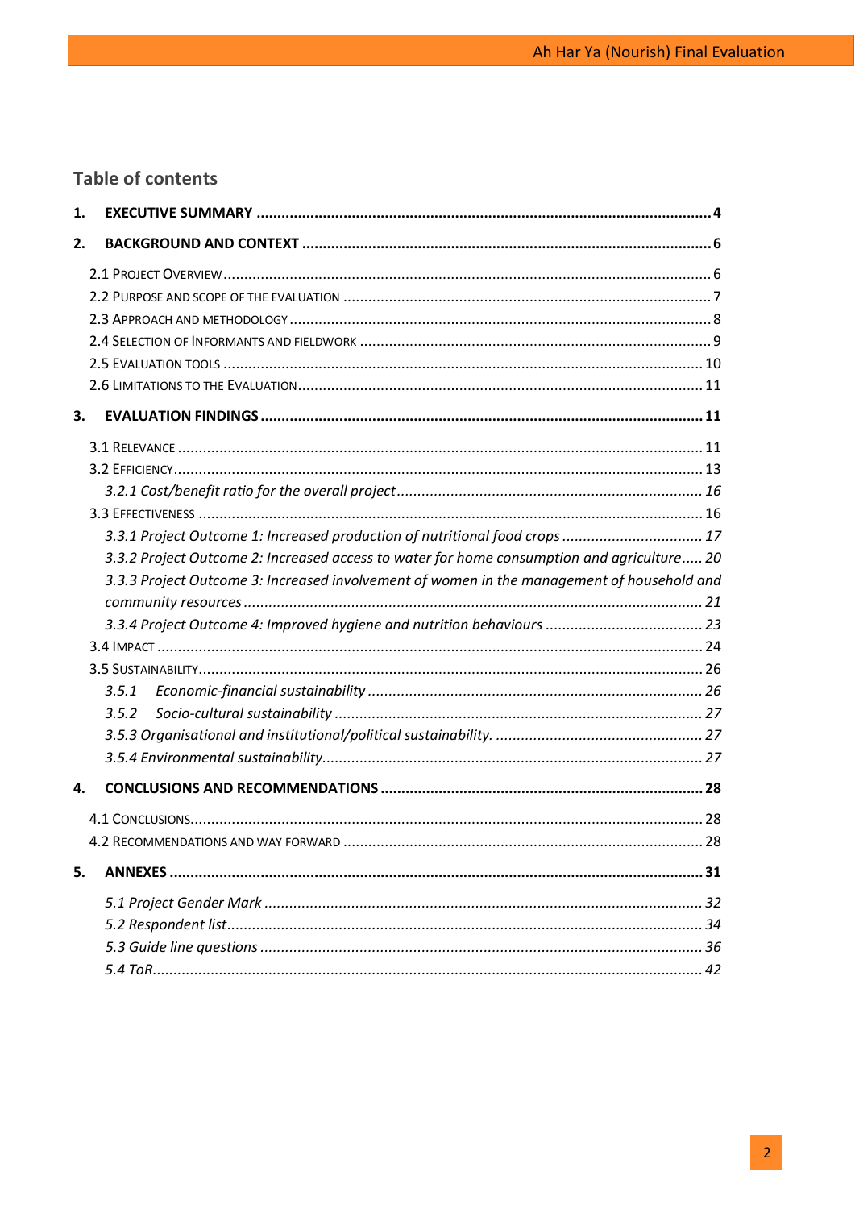## Table of contents

**1. EXECUTIVE SUMMARY ... 4**

**2. BACKGROUND AND CONTEXT ... 6**

2.1 Project Overview ... 6
2.2 Purpose and scope of the evaluation ... 7
2.3 Approach and methodology ... 8
2.4 Selection of Informants and fieldwork ... 9
2.5 Evaluation tools ... 10
2.6 Limitations to the Evaluation ... 11

**3. EVALUATION FINDINGS ... 11**

3.1 Relevance ... 11
3.2 Efficiency ... 13
*3.2.1 Cost/benefit ratio for the overall project ... 16*
3.3 Effectiveness ... 16
*3.3.1 Project Outcome 1: Increased production of nutritional food crops ... 17*
*3.3.2 Project Outcome 2: Increased access to water for home consumption and agriculture ... 20*
*3.3.3 Project Outcome 3: Increased involvement of women in the management of household and community resources ... 21*
*3.3.4 Project Outcome 4: Improved hygiene and nutrition behaviours ... 23*
3.4 Impact ... 24
3.5 Sustainability ... 26
*3.5.1 Economic-financial sustainability ... 26*
*3.5.2 Socio-cultural sustainability ... 27*
*3.5.3 Organisational and institutional/political sustainability. ... 27*
*3.5.4 Environmental sustainability ... 27*

**4. CONCLUSIONS AND RECOMMENDATIONS ... 28**

4.1 Conclusions ... 28
4.2 Recommendations and way forward ... 28

**5. ANNEXES ... 31**

*5.1 Project Gender Mark ... 32*
*5.2 Respondent list ... 34*
*5.3 Guide line questions ... 36*
*5.4 ToR ... 42*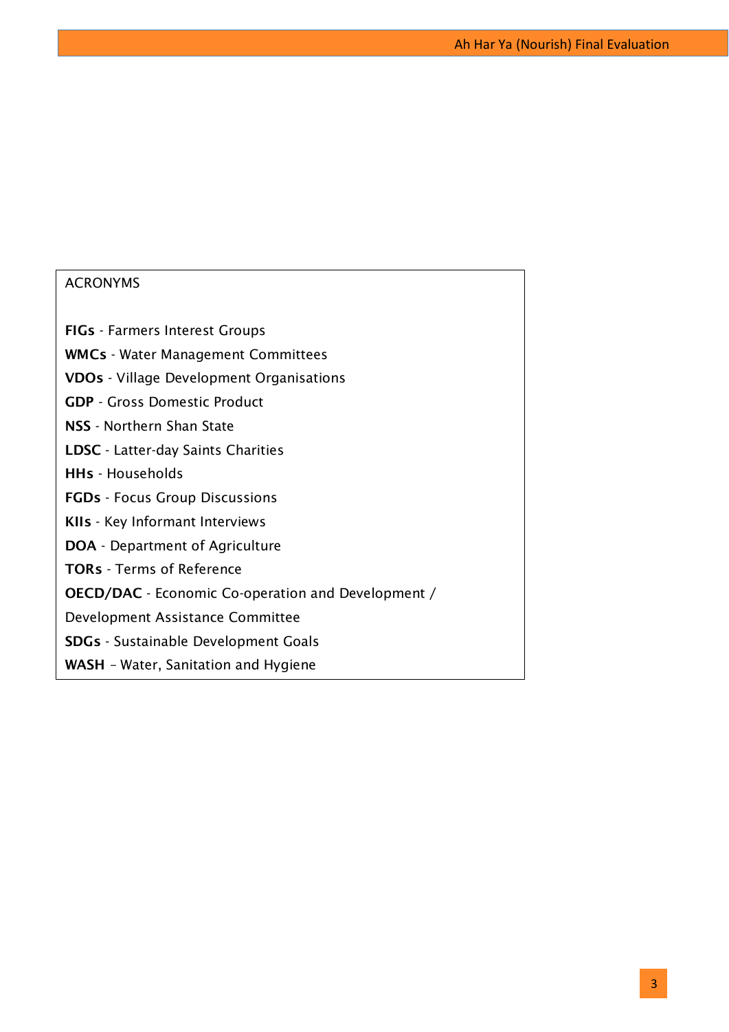ACRONYMS

**FIGs** - Farmers Interest Groups
**WMCs** - Water Management Committees
**VDOs** - Village Development Organisations
**GDP** - Gross Domestic Product
**NSS** - Northern Shan State
**LDSC** - Latter-day Saints Charities
**HHs** - Households
**FGDs** - Focus Group Discussions
**KIIs** - Key Informant Interviews
**DOA** - Department of Agriculture
**TORs** - Terms of Reference
**OECD/DAC** - Economic Co-operation and Development / Development Assistance Committee
**SDGs** - Sustainable Development Goals
**WASH** – Water, Sanitation and Hygiene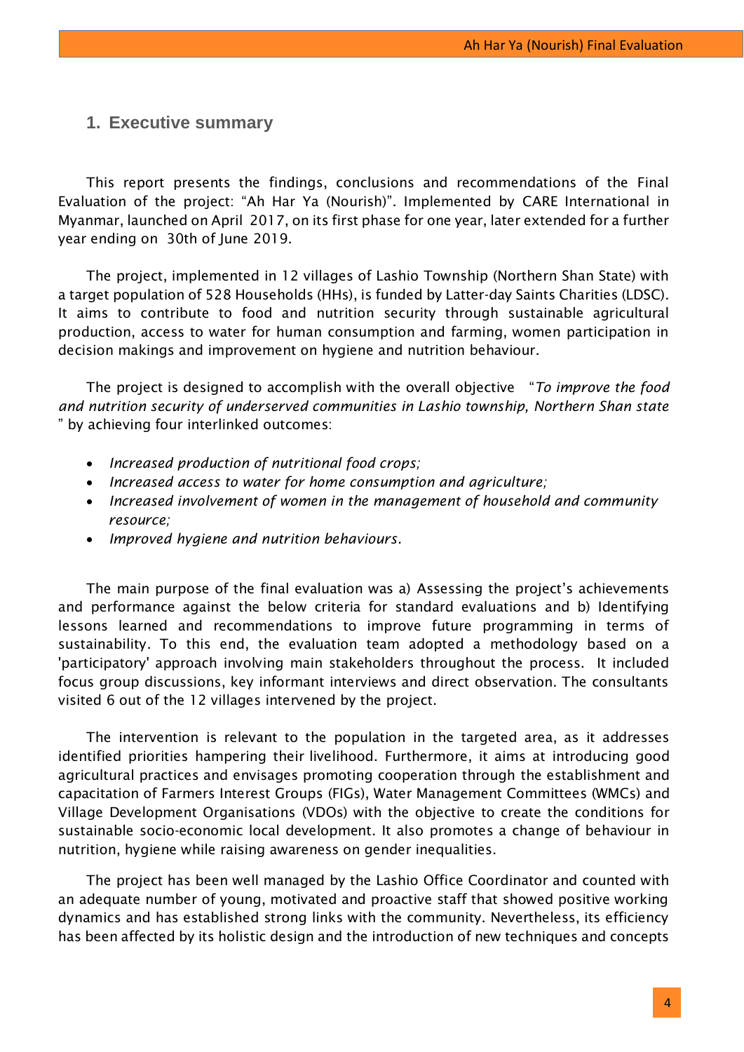## 1. Executive summary

This report presents the findings, conclusions and recommendations of the Final Evaluation of the project: "Ah Har Ya (Nourish)". Implemented by CARE International in Myanmar, launched on April 2017, on its first phase for one year, later extended for a further year ending on 30th of June 2019.

The project, implemented in 12 villages of Lashio Township (Northern Shan State) with a target population of 528 Households (HHs), is funded by Latter-day Saints Charities (LDSC). It aims to contribute to food and nutrition security through sustainable agricultural production, access to water for human consumption and farming, women participation in decision makings and improvement on hygiene and nutrition behaviour.

The project is designed to accomplish with the overall objective "*To improve the food and nutrition security of underserved communities in Lashio township, Northern Shan state* " by achieving four interlinked outcomes:

- *Increased production of nutritional food crops;*
- *Increased access to water for home consumption and agriculture;*
- *Increased involvement of women in the management of household and community resource;*
- *Improved hygiene and nutrition behaviours.*

The main purpose of the final evaluation was a) Assessing the project's achievements and performance against the below criteria for standard evaluations and b) Identifying lessons learned and recommendations to improve future programming in terms of sustainability. To this end, the evaluation team adopted a methodology based on a 'participatory' approach involving main stakeholders throughout the process. It included focus group discussions, key informant interviews and direct observation. The consultants visited 6 out of the 12 villages intervened by the project.

The intervention is relevant to the population in the targeted area, as it addresses identified priorities hampering their livelihood. Furthermore, it aims at introducing good agricultural practices and envisages promoting cooperation through the establishment and capacitation of Farmers Interest Groups (FIGs), Water Management Committees (WMCs) and Village Development Organisations (VDOs) with the objective to create the conditions for sustainable socio-economic local development. It also promotes a change of behaviour in nutrition, hygiene while raising awareness on gender inequalities.

The project has been well managed by the Lashio Office Coordinator and counted with an adequate number of young, motivated and proactive staff that showed positive working dynamics and has established strong links with the community. Nevertheless, its efficiency has been affected by its holistic design and the introduction of new techniques and concepts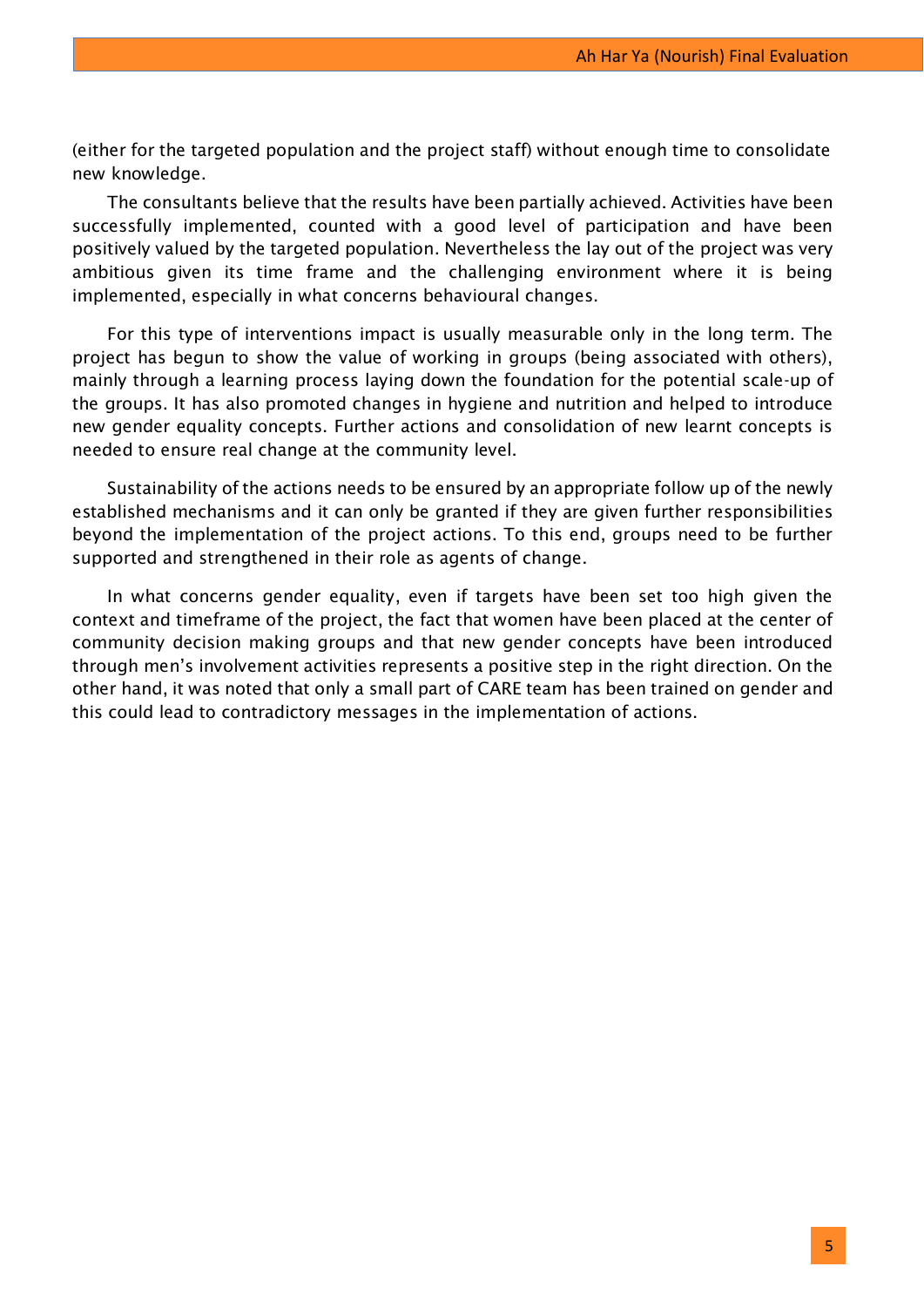(either for the targeted population and the project staff) without enough time to consolidate new knowledge.

The consultants believe that the results have been partially achieved. Activities have been successfully implemented, counted with a good level of participation and have been positively valued by the targeted population. Nevertheless the lay out of the project was very ambitious given its time frame and the challenging environment where it is being implemented, especially in what concerns behavioural changes.

For this type of interventions impact is usually measurable only in the long term. The project has begun to show the value of working in groups (being associated with others), mainly through a learning process laying down the foundation for the potential scale-up of the groups. It has also promoted changes in hygiene and nutrition and helped to introduce new gender equality concepts. Further actions and consolidation of new learnt concepts is needed to ensure real change at the community level.

Sustainability of the actions needs to be ensured by an appropriate follow up of the newly established mechanisms and it can only be granted if they are given further responsibilities beyond the implementation of the project actions. To this end, groups need to be further supported and strengthened in their role as agents of change.

In what concerns gender equality, even if targets have been set too high given the context and timeframe of the project, the fact that women have been placed at the center of community decision making groups and that new gender concepts have been introduced through men's involvement activities represents a positive step in the right direction. On the other hand, it was noted that only a small part of CARE team has been trained on gender and this could lead to contradictory messages in the implementation of actions.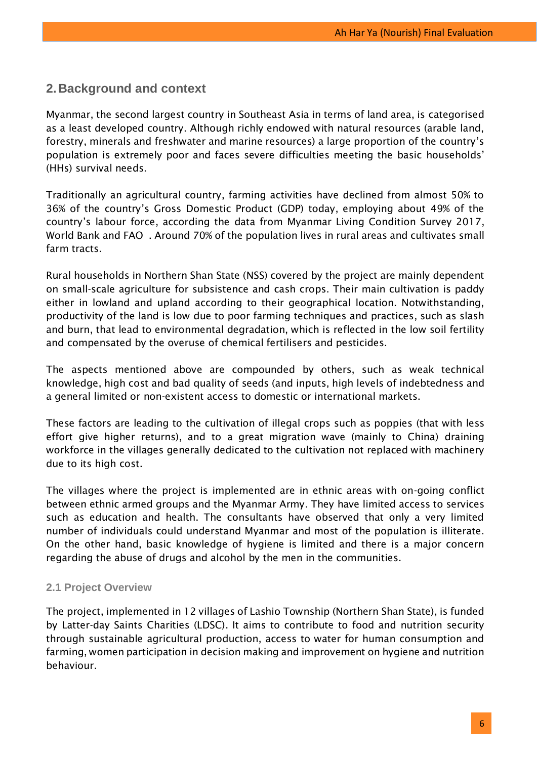## 2. Background and context

Myanmar, the second largest country in Southeast Asia in terms of land area, is categorised as a least developed country. Although richly endowed with natural resources (arable land, forestry, minerals and freshwater and marine resources) a large proportion of the country's population is extremely poor and faces severe difficulties meeting the basic households' (HHs) survival needs.

Traditionally an agricultural country, farming activities have declined from almost 50% to 36% of the country's Gross Domestic Product (GDP) today, employing about 49% of the country's labour force, according the data from Myanmar Living Condition Survey 2017, World Bank and FAO . Around 70% of the population lives in rural areas and cultivates small farm tracts.

Rural households in Northern Shan State (NSS) covered by the project are mainly dependent on small-scale agriculture for subsistence and cash crops. Their main cultivation is paddy either in lowland and upland according to their geographical location. Notwithstanding, productivity of the land is low due to poor farming techniques and practices, such as slash and burn, that lead to environmental degradation, which is reflected in the low soil fertility and compensated by the overuse of chemical fertilisers and pesticides.

The aspects mentioned above are compounded by others, such as weak technical knowledge, high cost and bad quality of seeds (and inputs, high levels of indebtedness and a general limited or non-existent access to domestic or international markets.

These factors are leading to the cultivation of illegal crops such as poppies (that with less effort give higher returns), and to a great migration wave (mainly to China) draining workforce in the villages generally dedicated to the cultivation not replaced with machinery due to its high cost.

The villages where the project is implemented are in ethnic areas with on-going conflict between ethnic armed groups and the Myanmar Army. They have limited access to services such as education and health. The consultants have observed that only a very limited number of individuals could understand Myanmar and most of the population is illiterate. On the other hand, basic knowledge of hygiene is limited and there is a major concern regarding the abuse of drugs and alcohol by the men in the communities.

### 2.1 Project Overview

The project, implemented in 12 villages of Lashio Township (Northern Shan State), is funded by Latter-day Saints Charities (LDSC). It aims to contribute to food and nutrition security through sustainable agricultural production, access to water for human consumption and farming, women participation in decision making and improvement on hygiene and nutrition behaviour.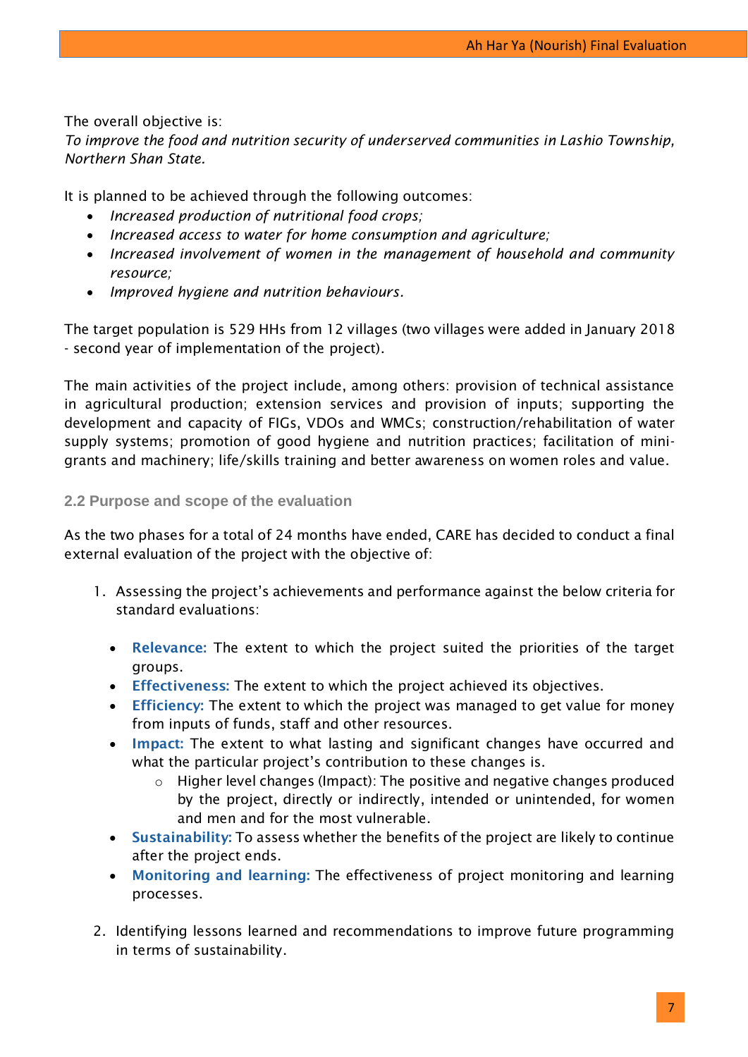The overall objective is:
*To improve the food and nutrition security of underserved communities in Lashio Township, Northern Shan State.*

It is planned to be achieved through the following outcomes:

- *Increased production of nutritional food crops;*
- *Increased access to water for home consumption and agriculture;*
- *Increased involvement of women in the management of household and community resource;*
- *Improved hygiene and nutrition behaviours.*

The target population is 529 HHs from 12 villages (two villages were added in January 2018 - second year of implementation of the project).

The main activities of the project include, among others: provision of technical assistance in agricultural production; extension services and provision of inputs; supporting the development and capacity of FIGs, VDOs and WMCs; construction/rehabilitation of water supply systems; promotion of good hygiene and nutrition practices; facilitation of mini-grants and machinery; life/skills training and better awareness on women roles and value.

### 2.2 Purpose and scope of the evaluation

As the two phases for a total of 24 months have ended, CARE has decided to conduct a final external evaluation of the project with the objective of:

1. Assessing the project's achievements and performance against the below criteria for standard evaluations:

    - **Relevance:** The extent to which the project suited the priorities of the target groups.
    - **Effectiveness:** The extent to which the project achieved its objectives.
    - **Efficiency:** The extent to which the project was managed to get value for money from inputs of funds, staff and other resources.
    - **Impact:** The extent to what lasting and significant changes have occurred and what the particular project's contribution to these changes is.
        - Higher level changes (Impact): The positive and negative changes produced by the project, directly or indirectly, intended or unintended, for women and men and for the most vulnerable.
    - **Sustainability:** To assess whether the benefits of the project are likely to continue after the project ends.
    - **Monitoring and learning:** The effectiveness of project monitoring and learning processes.

2. Identifying lessons learned and recommendations to improve future programming in terms of sustainability.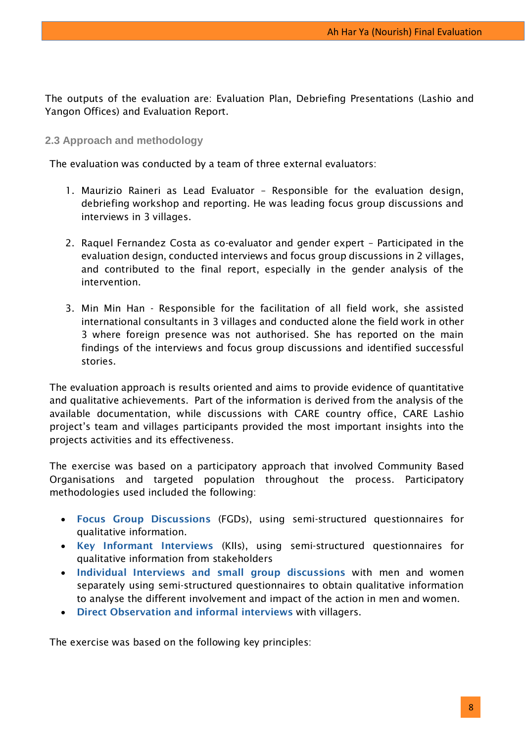The outputs of the evaluation are: Evaluation Plan, Debriefing Presentations (Lashio and Yangon Offices) and Evaluation Report.

### 2.3 Approach and methodology

The evaluation was conducted by a team of three external evaluators:

1. Maurizio Raineri as Lead Evaluator – Responsible for the evaluation design, debriefing workshop and reporting. He was leading focus group discussions and interviews in 3 villages.

2. Raquel Fernandez Costa as co-evaluator and gender expert – Participated in the evaluation design, conducted interviews and focus group discussions in 2 villages, and contributed to the final report, especially in the gender analysis of the intervention.

3. Min Min Han - Responsible for the facilitation of all field work, she assisted international consultants in 3 villages and conducted alone the field work in other 3 where foreign presence was not authorised. She has reported on the main findings of the interviews and focus group discussions and identified successful stories.

The evaluation approach is results oriented and aims to provide evidence of quantitative and qualitative achievements. Part of the information is derived from the analysis of the available documentation, while discussions with CARE country office, CARE Lashio project's team and villages participants provided the most important insights into the projects activities and its effectiveness.

The exercise was based on a participatory approach that involved Community Based Organisations and targeted population throughout the process. Participatory methodologies used included the following:

- **Focus Group Discussions** (FGDs), using semi-structured questionnaires for qualitative information.
- **Key Informant Interviews** (KIIs), using semi-structured questionnaires for qualitative information from stakeholders
- **Individual Interviews and small group discussions** with men and women separately using semi-structured questionnaires to obtain qualitative information to analyse the different involvement and impact of the action in men and women.
- **Direct Observation and informal interviews** with villagers.

The exercise was based on the following key principles: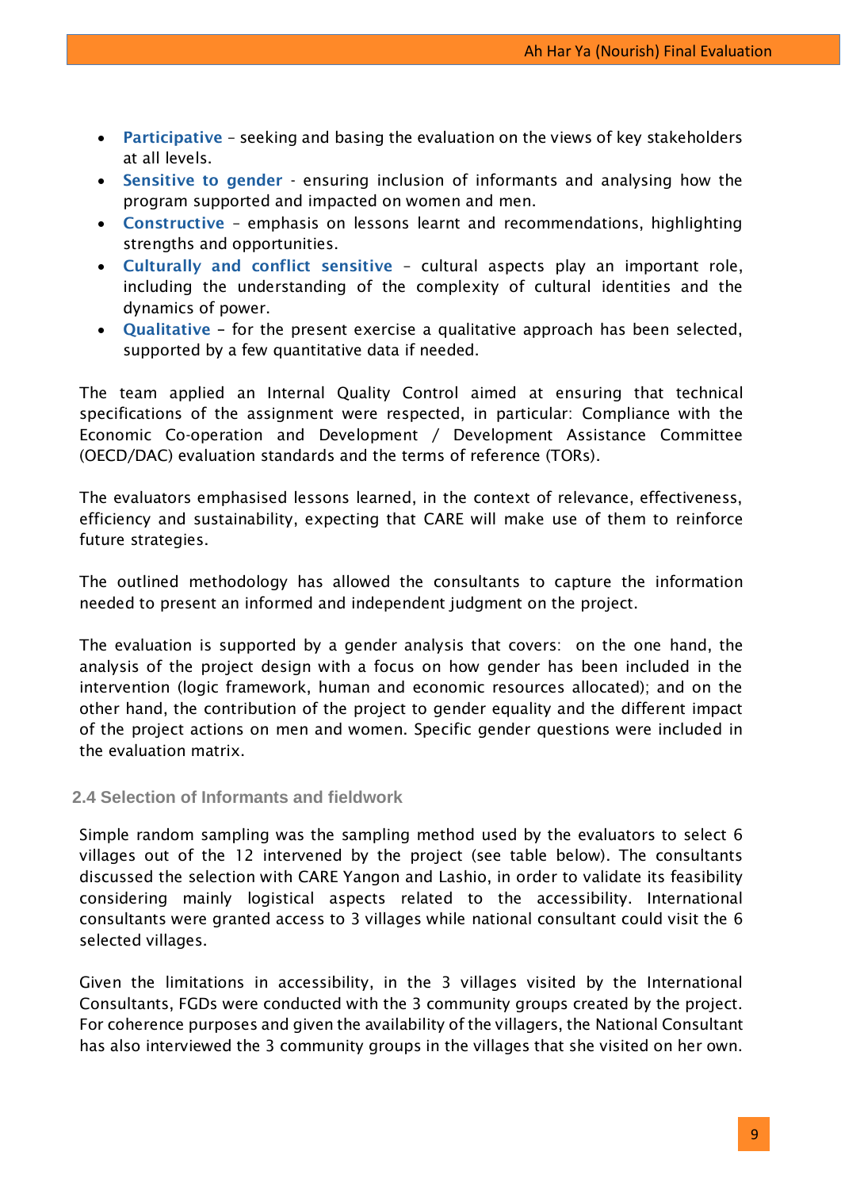- **Participative** – seeking and basing the evaluation on the views of key stakeholders at all levels.
- **Sensitive to gender** - ensuring inclusion of informants and analysing how the program supported and impacted on women and men.
- **Constructive** – emphasis on lessons learnt and recommendations, highlighting strengths and opportunities.
- **Culturally and conflict sensitive** – cultural aspects play an important role, including the understanding of the complexity of cultural identities and the dynamics of power.
- **Qualitative** – for the present exercise a qualitative approach has been selected, supported by a few quantitative data if needed.

The team applied an Internal Quality Control aimed at ensuring that technical specifications of the assignment were respected, in particular: Compliance with the Economic Co-operation and Development / Development Assistance Committee (OECD/DAC) evaluation standards and the terms of reference (TORs).

The evaluators emphasised lessons learned, in the context of relevance, effectiveness, efficiency and sustainability, expecting that CARE will make use of them to reinforce future strategies.

The outlined methodology has allowed the consultants to capture the information needed to present an informed and independent judgment on the project.

The evaluation is supported by a gender analysis that covers: on the one hand, the analysis of the project design with a focus on how gender has been included in the intervention (logic framework, human and economic resources allocated); and on the other hand, the contribution of the project to gender equality and the different impact of the project actions on men and women. Specific gender questions were included in the evaluation matrix.

### 2.4 Selection of Informants and fieldwork

Simple random sampling was the sampling method used by the evaluators to select 6 villages out of the 12 intervened by the project (see table below). The consultants discussed the selection with CARE Yangon and Lashio, in order to validate its feasibility considering mainly logistical aspects related to the accessibility. International consultants were granted access to 3 villages while national consultant could visit the 6 selected villages.

Given the limitations in accessibility, in the 3 villages visited by the International Consultants, FGDs were conducted with the 3 community groups created by the project. For coherence purposes and given the availability of the villagers, the National Consultant has also interviewed the 3 community groups in the villages that she visited on her own.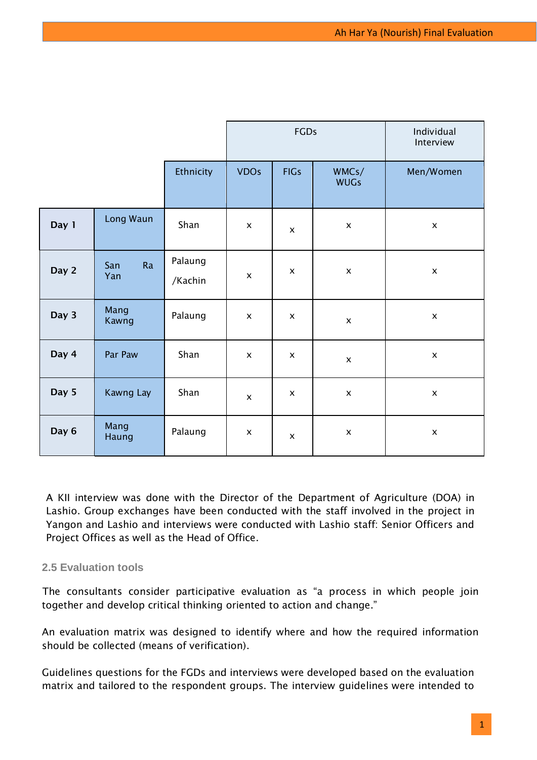| | | | FGDs | | | Individual Interview |
|---|---|---|---|---|---|---|
| | | Ethnicity | VDOs | FIGs | WMCs/ WUGs | Men/Women |
| **Day 1** | Long Waun | Shan | x | x | x | x |
| **Day 2** | San Ra Yan | Palaung /Kachin | x | x | x | x |
| **Day 3** | Mang Kawng | Palaung | x | x | x | x |
| **Day 4** | Par Paw | Shan | x | x | x | x |
| **Day 5** | Kawng Lay | Shan | x | x | x | x |
| **Day 6** | Mang Haung | Palaung | x | x | x | x |

A KII interview was done with the Director of the Department of Agriculture (DOA) in Lashio. Group exchanges have been conducted with the staff involved in the project in Yangon and Lashio and interviews were conducted with Lashio staff: Senior Officers and Project Offices as well as the Head of Office.

### 2.5 Evaluation tools

The consultants consider participative evaluation as "a process in which people join together and develop critical thinking oriented to action and change."

An evaluation matrix was designed to identify where and how the required information should be collected (means of verification).

Guidelines questions for the FGDs and interviews were developed based on the evaluation matrix and tailored to the respondent groups. The interview guidelines were intended to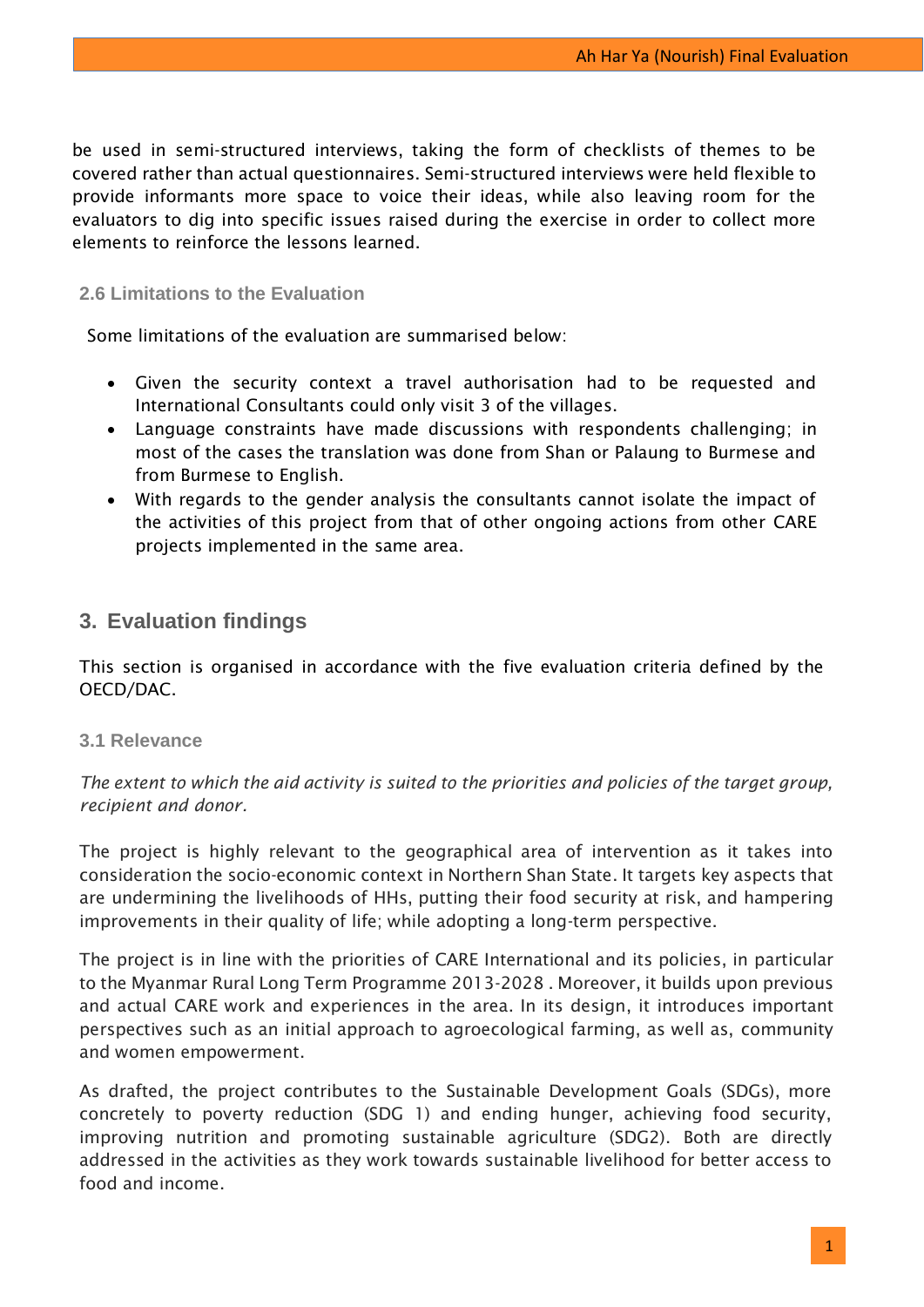be used in semi-structured interviews, taking the form of checklists of themes to be covered rather than actual questionnaires. Semi-structured interviews were held flexible to provide informants more space to voice their ideas, while also leaving room for the evaluators to dig into specific issues raised during the exercise in order to collect more elements to reinforce the lessons learned.

### 2.6 Limitations to the Evaluation

Some limitations of the evaluation are summarised below:

- Given the security context a travel authorisation had to be requested and International Consultants could only visit 3 of the villages.
- Language constraints have made discussions with respondents challenging; in most of the cases the translation was done from Shan or Palaung to Burmese and from Burmese to English.
- With regards to the gender analysis the consultants cannot isolate the impact of the activities of this project from that of other ongoing actions from other CARE projects implemented in the same area.

## 3. Evaluation findings

This section is organised in accordance with the five evaluation criteria defined by the OECD/DAC.

### 3.1 Relevance

*The extent to which the aid activity is suited to the priorities and policies of the target group, recipient and donor.*

The project is highly relevant to the geographical area of intervention as it takes into consideration the socio-economic context in Northern Shan State. It targets key aspects that are undermining the livelihoods of HHs, putting their food security at risk, and hampering improvements in their quality of life; while adopting a long-term perspective.

The project is in line with the priorities of CARE International and its policies, in particular to the Myanmar Rural Long Term Programme 2013-2028 . Moreover, it builds upon previous and actual CARE work and experiences in the area. In its design, it introduces important perspectives such as an initial approach to agroecological farming, as well as, community and women empowerment.

As drafted, the project contributes to the Sustainable Development Goals (SDGs), more concretely to poverty reduction (SDG 1) and ending hunger, achieving food security, improving nutrition and promoting sustainable agriculture (SDG2). Both are directly addressed in the activities as they work towards sustainable livelihood for better access to food and income.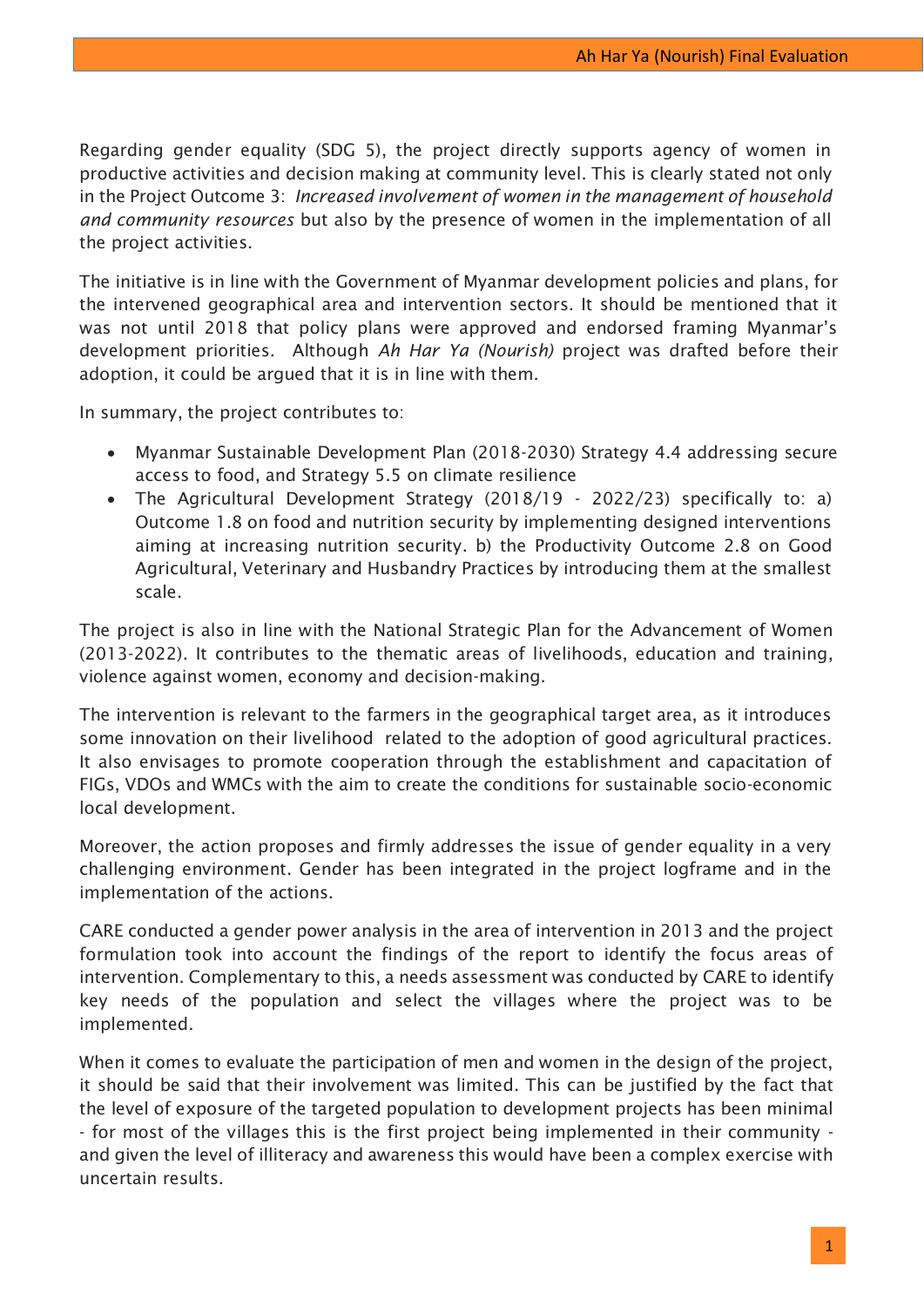Regarding gender equality (SDG 5), the project directly supports agency of women in productive activities and decision making at community level. This is clearly stated not only in the Project Outcome 3: *Increased involvement of women in the management of household and community resources* but also by the presence of women in the implementation of all the project activities.

The initiative is in line with the Government of Myanmar development policies and plans, for the intervened geographical area and intervention sectors. It should be mentioned that it was not until 2018 that policy plans were approved and endorsed framing Myanmar's development priorities. Although *Ah Har Ya (Nourish)* project was drafted before their adoption, it could be argued that it is in line with them.

In summary, the project contributes to:

- Myanmar Sustainable Development Plan (2018-2030) Strategy 4.4 addressing secure access to food, and Strategy 5.5 on climate resilience
- The Agricultural Development Strategy (2018/19 - 2022/23) specifically to: a) Outcome 1.8 on food and nutrition security by implementing designed interventions aiming at increasing nutrition security. b) the Productivity Outcome 2.8 on Good Agricultural, Veterinary and Husbandry Practices by introducing them at the smallest scale.

The project is also in line with the National Strategic Plan for the Advancement of Women (2013-2022). It contributes to the thematic areas of livelihoods, education and training, violence against women, economy and decision-making.

The intervention is relevant to the farmers in the geographical target area, as it introduces some innovation on their livelihood related to the adoption of good agricultural practices. It also envisages to promote cooperation through the establishment and capacitation of FIGs, VDOs and WMCs with the aim to create the conditions for sustainable socio-economic local development.

Moreover, the action proposes and firmly addresses the issue of gender equality in a very challenging environment. Gender has been integrated in the project logframe and in the implementation of the actions.

CARE conducted a gender power analysis in the area of intervention in 2013 and the project formulation took into account the findings of the report to identify the focus areas of intervention. Complementary to this, a needs assessment was conducted by CARE to identify key needs of the population and select the villages where the project was to be implemented.

When it comes to evaluate the participation of men and women in the design of the project, it should be said that their involvement was limited. This can be justified by the fact that the level of exposure of the targeted population to development projects has been minimal - for most of the villages this is the first project being implemented in their community - and given the level of illiteracy and awareness this would have been a complex exercise with uncertain results.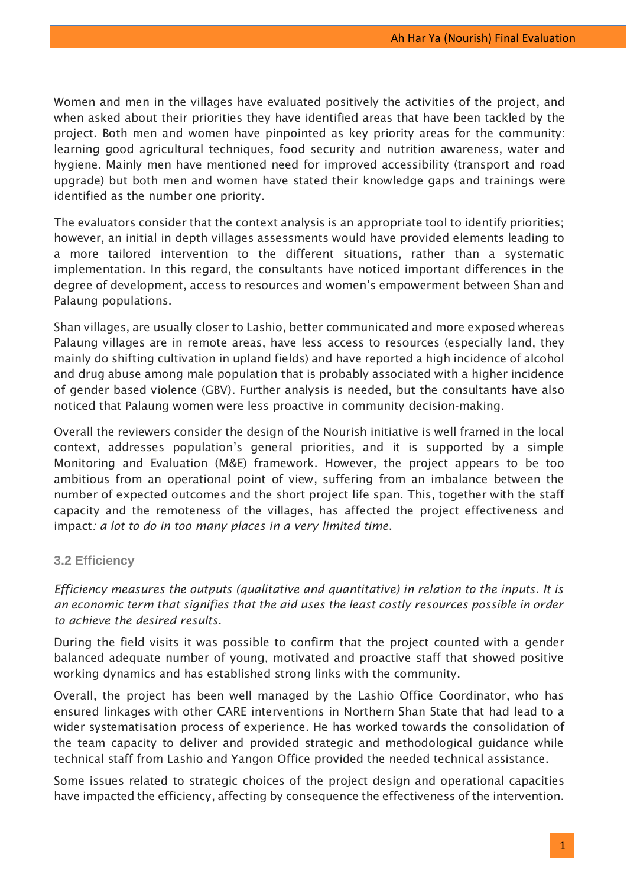Women and men in the villages have evaluated positively the activities of the project, and when asked about their priorities they have identified areas that have been tackled by the project. Both men and women have pinpointed as key priority areas for the community: learning good agricultural techniques, food security and nutrition awareness, water and hygiene. Mainly men have mentioned need for improved accessibility (transport and road upgrade) but both men and women have stated their knowledge gaps and trainings were identified as the number one priority.

The evaluators consider that the context analysis is an appropriate tool to identify priorities; however, an initial in depth villages assessments would have provided elements leading to a more tailored intervention to the different situations, rather than a systematic implementation. In this regard, the consultants have noticed important differences in the degree of development, access to resources and women's empowerment between Shan and Palaung populations.

Shan villages, are usually closer to Lashio, better communicated and more exposed whereas Palaung villages are in remote areas, have less access to resources (especially land, they mainly do shifting cultivation in upland fields) and have reported a high incidence of alcohol and drug abuse among male population that is probably associated with a higher incidence of gender based violence (GBV). Further analysis is needed, but the consultants have also noticed that Palaung women were less proactive in community decision-making.

Overall the reviewers consider the design of the Nourish initiative is well framed in the local context, addresses population's general priorities, and it is supported by a simple Monitoring and Evaluation (M&E) framework. However, the project appears to be too ambitious from an operational point of view, suffering from an imbalance between the number of expected outcomes and the short project life span. This, together with the staff capacity and the remoteness of the villages, has affected the project effectiveness and impact*: a lot to do in too many places in a very limited time*.

### 3.2 Efficiency

*Efficiency measures the outputs (qualitative and quantitative) in relation to the inputs. It is an economic term that signifies that the aid uses the least costly resources possible in order to achieve the desired results.*

During the field visits it was possible to confirm that the project counted with a gender balanced adequate number of young, motivated and proactive staff that showed positive working dynamics and has established strong links with the community.

Overall, the project has been well managed by the Lashio Office Coordinator, who has ensured linkages with other CARE interventions in Northern Shan State that had lead to a wider systematisation process of experience. He has worked towards the consolidation of the team capacity to deliver and provided strategic and methodological guidance while technical staff from Lashio and Yangon Office provided the needed technical assistance.

Some issues related to strategic choices of the project design and operational capacities have impacted the efficiency, affecting by consequence the effectiveness of the intervention.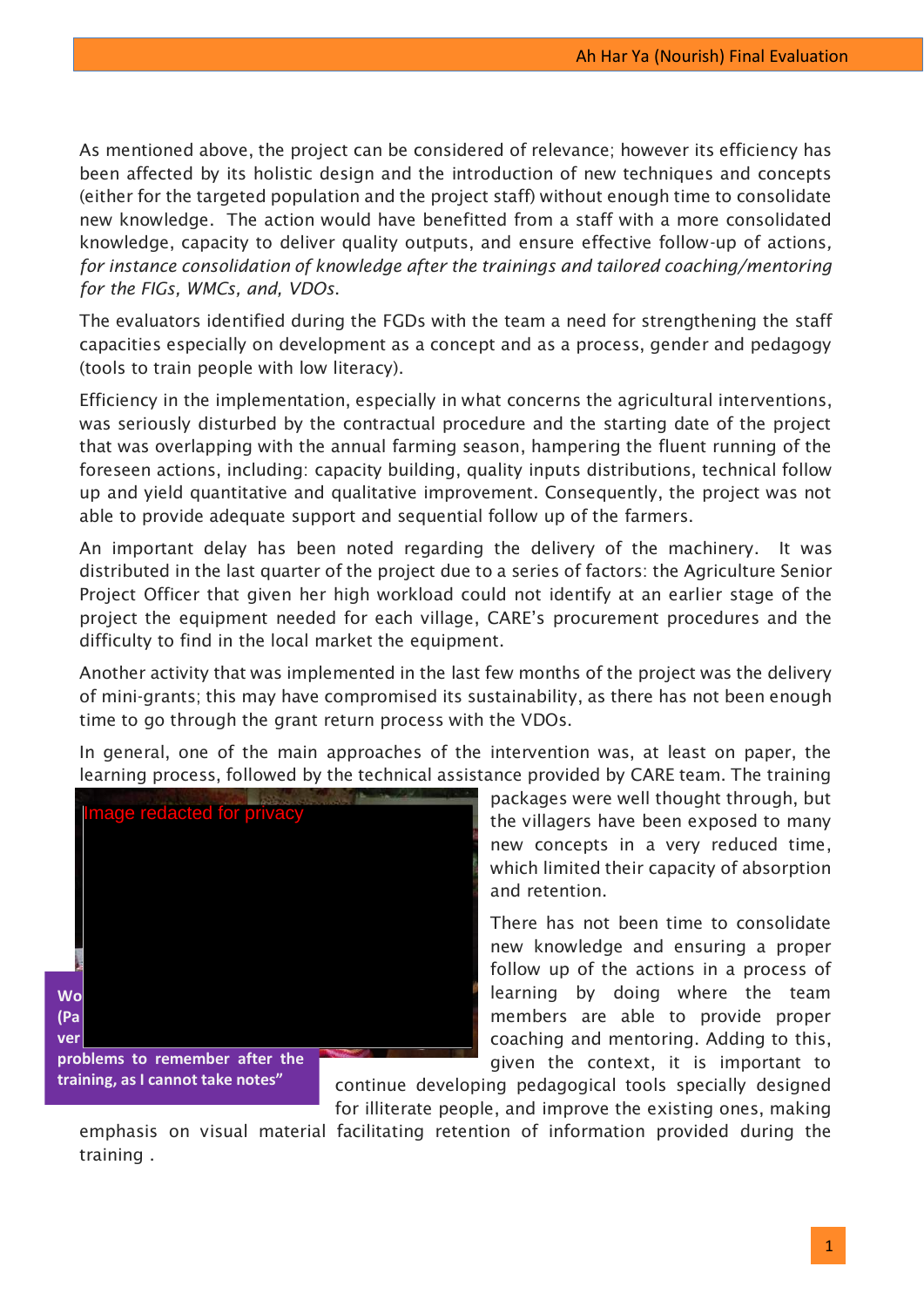As mentioned above, the project can be considered of relevance; however its efficiency has been affected by its holistic design and the introduction of new techniques and concepts (either for the targeted population and the project staff) without enough time to consolidate new knowledge. The action would have benefitted from a staff with a more consolidated knowledge, capacity to deliver quality outputs, and ensure effective follow-up of actions, *for instance consolidation of knowledge after the trainings and tailored coaching/mentoring for the FIGs, WMCs, and, VDOs.*

The evaluators identified during the FGDs with the team a need for strengthening the staff capacities especially on development as a concept and as a process, gender and pedagogy (tools to train people with low literacy).

Efficiency in the implementation, especially in what concerns the agricultural interventions, was seriously disturbed by the contractual procedure and the starting date of the project that was overlapping with the annual farming season, hampering the fluent running of the foreseen actions, including: capacity building, quality inputs distributions, technical follow up and yield quantitative and qualitative improvement. Consequently, the project was not able to provide adequate support and sequential follow up of the farmers.

An important delay has been noted regarding the delivery of the machinery. It was distributed in the last quarter of the project due to a series of factors: the Agriculture Senior Project Officer that given her high workload could not identify at an earlier stage of the project the equipment needed for each village, CARE's procurement procedures and the difficulty to find in the local market the equipment.

Another activity that was implemented in the last few months of the project was the delivery of mini-grants; this may have compromised its sustainability, as there has not been enough time to go through the grant return process with the VDOs.

In general, one of the main approaches of the intervention was, at least on paper, the learning process, followed by the technical assistance provided by CARE team. The training packages were well thought through, but the villagers have been exposed to many new concepts in a very reduced time, which limited their capacity of absorption and retention.

**Wo... (Pa... ver... problems to remember after the training, as I cannot take notes"**

There has not been time to consolidate new knowledge and ensuring a proper follow up of the actions in a process of learning by doing where the team members are able to provide proper coaching and mentoring. Adding to this, given the context, it is important to continue developing pedagogical tools specially designed for illiterate people, and improve the existing ones, making emphasis on visual material facilitating retention of information provided during the training .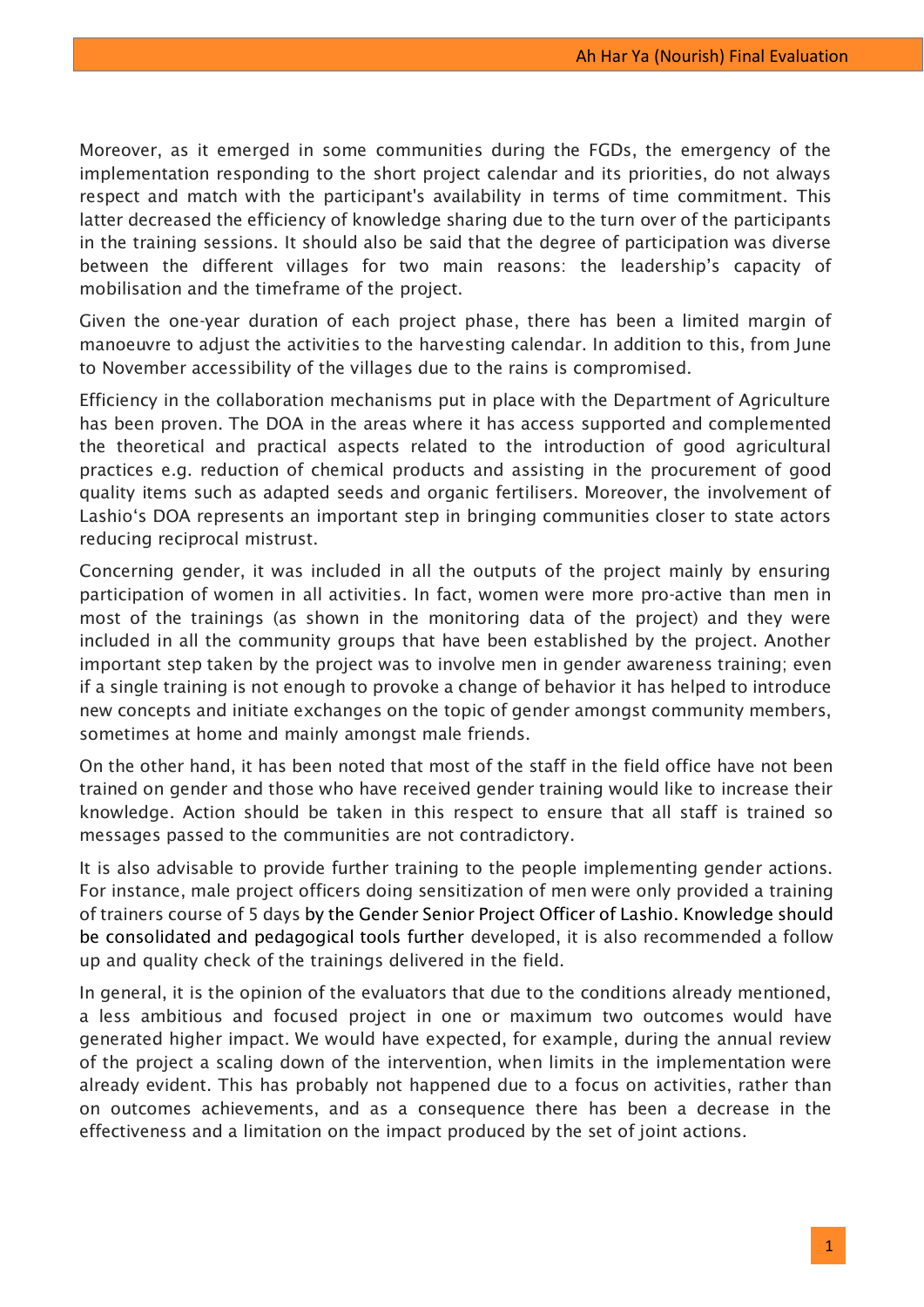Moreover, as it emerged in some communities during the FGDs, the emergency of the implementation responding to the short project calendar and its priorities, do not always respect and match with the participant's availability in terms of time commitment. This latter decreased the efficiency of knowledge sharing due to the turn over of the participants in the training sessions. It should also be said that the degree of participation was diverse between the different villages for two main reasons: the leadership's capacity of mobilisation and the timeframe of the project.

Given the one-year duration of each project phase, there has been a limited margin of manoeuvre to adjust the activities to the harvesting calendar. In addition to this, from June to November accessibility of the villages due to the rains is compromised.

Efficiency in the collaboration mechanisms put in place with the Department of Agriculture has been proven. The DOA in the areas where it has access supported and complemented the theoretical and practical aspects related to the introduction of good agricultural practices e.g. reduction of chemical products and assisting in the procurement of good quality items such as adapted seeds and organic fertilisers. Moreover, the involvement of Lashio's DOA represents an important step in bringing communities closer to state actors reducing reciprocal mistrust.

Concerning gender, it was included in all the outputs of the project mainly by ensuring participation of women in all activities. In fact, women were more pro-active than men in most of the trainings (as shown in the monitoring data of the project) and they were included in all the community groups that have been established by the project. Another important step taken by the project was to involve men in gender awareness training; even if a single training is not enough to provoke a change of behavior it has helped to introduce new concepts and initiate exchanges on the topic of gender amongst community members, sometimes at home and mainly amongst male friends.

On the other hand, it has been noted that most of the staff in the field office have not been trained on gender and those who have received gender training would like to increase their knowledge. Action should be taken in this respect to ensure that all staff is trained so messages passed to the communities are not contradictory.

It is also advisable to provide further training to the people implementing gender actions. For instance, male project officers doing sensitization of men were only provided a training of trainers course of 5 days by the Gender Senior Project Officer of Lashio. Knowledge should be consolidated and pedagogical tools further developed, it is also recommended a follow up and quality check of the trainings delivered in the field.

In general, it is the opinion of the evaluators that due to the conditions already mentioned, a less ambitious and focused project in one or maximum two outcomes would have generated higher impact. We would have expected, for example, during the annual review of the project a scaling down of the intervention, when limits in the implementation were already evident. This has probably not happened due to a focus on activities, rather than on outcomes achievements, and as a consequence there has been a decrease in the effectiveness and a limitation on the impact produced by the set of joint actions.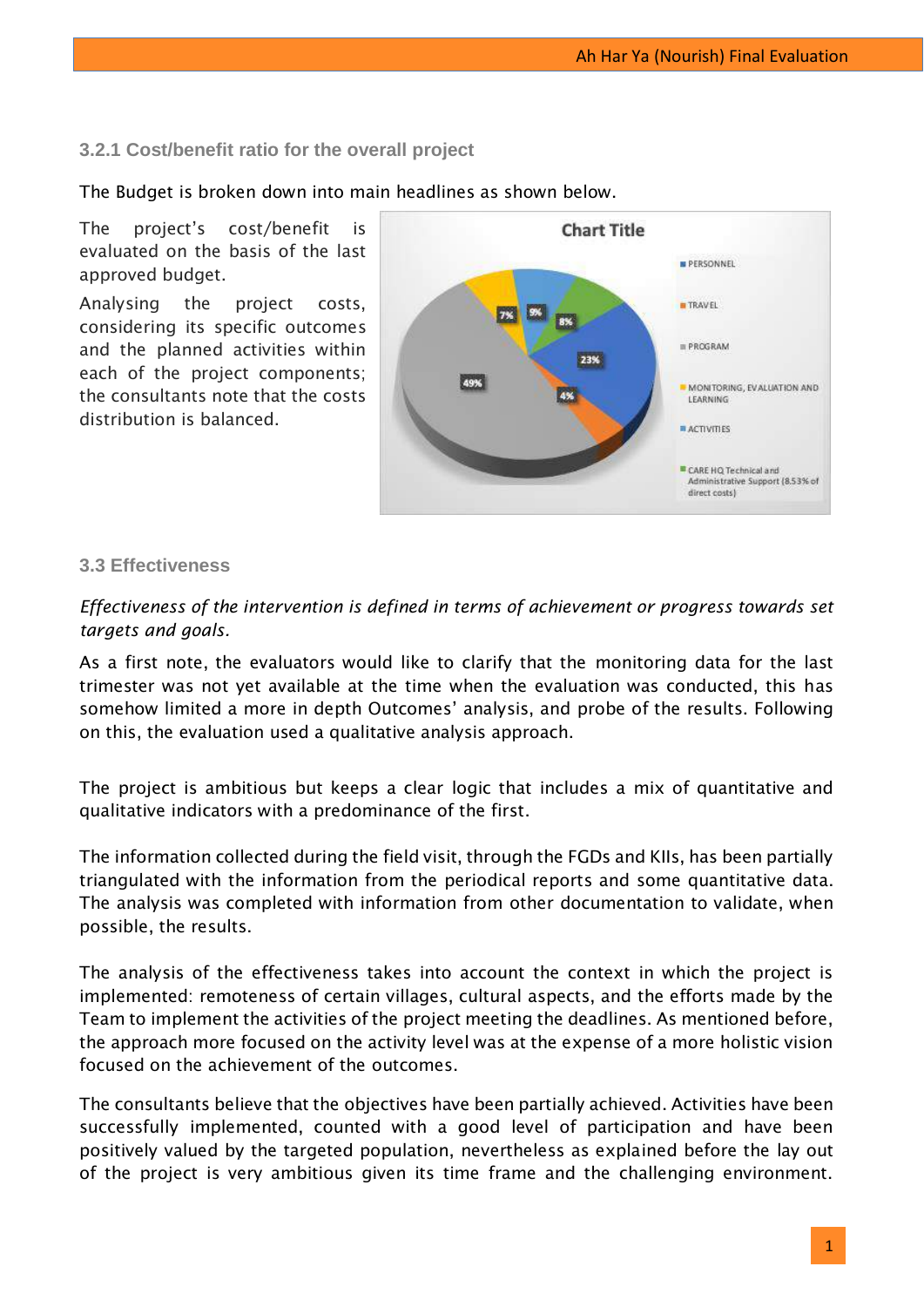### 3.2.1 Cost/benefit ratio for the overall project

The Budget is broken down into main headlines as shown below.

The project's cost/benefit is evaluated on the basis of the last approved budget.

Analysing the project costs, considering its specific outcomes and the planned activities within each of the project components; the consultants note that the costs distribution is balanced.

### 3.3 Effectiveness

*Effectiveness of the intervention is defined in terms of achievement or progress towards set targets and goals.*

As a first note, the evaluators would like to clarify that the monitoring data for the last trimester was not yet available at the time when the evaluation was conducted, this has somehow limited a more in depth Outcomes' analysis, and probe of the results. Following on this, the evaluation used a qualitative analysis approach.

The project is ambitious but keeps a clear logic that includes a mix of quantitative and qualitative indicators with a predominance of the first.

The information collected during the field visit, through the FGDs and KIIs, has been partially triangulated with the information from the periodical reports and some quantitative data. The analysis was completed with information from other documentation to validate, when possible, the results.

The analysis of the effectiveness takes into account the context in which the project is implemented: remoteness of certain villages, cultural aspects, and the efforts made by the Team to implement the activities of the project meeting the deadlines. As mentioned before, the approach more focused on the activity level was at the expense of a more holistic vision focused on the achievement of the outcomes.

The consultants believe that the objectives have been partially achieved. Activities have been successfully implemented, counted with a good level of participation and have been positively valued by the targeted population, nevertheless as explained before the lay out of the project is very ambitious given its time frame and the challenging environment.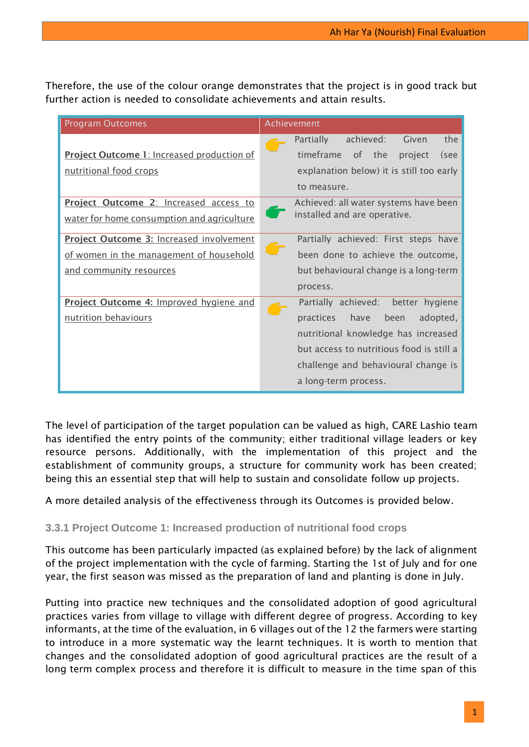Therefore, the use of the colour orange demonstrates that the project is in good track but further action is needed to consolidate achievements and attain results.

| Program Outcomes | Achievement |
|---|---|
| **Project Outcome 1**: Increased production of nutritional food crops | Partially achieved: Given the timeframe of the project (see explanation below) it is still too early to measure. |
| **Project Outcome 2**: Increased access to water for home consumption and agriculture | Achieved: all water systems have been installed and are operative. |
| **Project Outcome 3:** Increased involvement of women in the management of household and community resources | Partially achieved: First steps have been done to achieve the outcome, but behavioural change is a long-term process. |
| **Project Outcome 4:** Improved hygiene and nutrition behaviours | Partially achieved: better hygiene practices have been adopted, nutritional knowledge has increased but access to nutritious food is still a challenge and behavioural change is a long-term process. |

The level of participation of the target population can be valued as high, CARE Lashio team has identified the entry points of the community; either traditional village leaders or key resource persons. Additionally, with the implementation of this project and the establishment of community groups, a structure for community work has been created; being this an essential step that will help to sustain and consolidate follow up projects.

A more detailed analysis of the effectiveness through its Outcomes is provided below.

### 3.3.1 Project Outcome 1: Increased production of nutritional food crops

This outcome has been particularly impacted (as explained before) by the lack of alignment of the project implementation with the cycle of farming. Starting the 1st of July and for one year, the first season was missed as the preparation of land and planting is done in July.

Putting into practice new techniques and the consolidated adoption of good agricultural practices varies from village to village with different degree of progress. According to key informants, at the time of the evaluation, in 6 villages out of the 12 the farmers were starting to introduce in a more systematic way the learnt techniques. It is worth to mention that changes and the consolidated adoption of good agricultural practices are the result of a long term complex process and therefore it is difficult to measure in the time span of this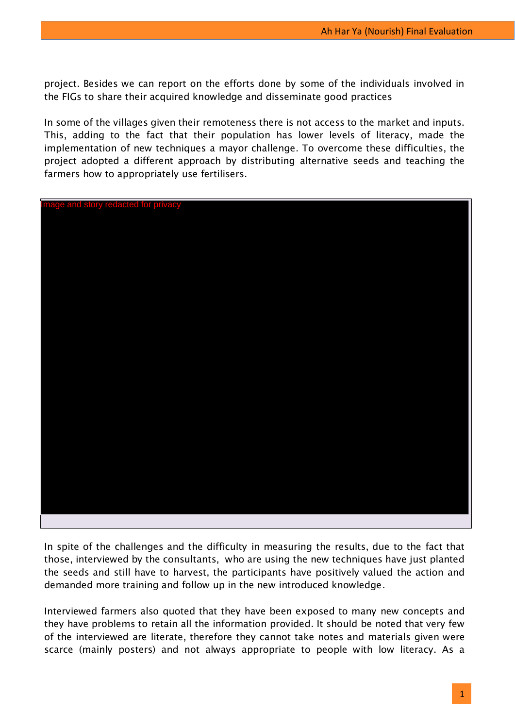project. Besides we can report on the efforts done by some of the individuals involved in the FIGs to share their acquired knowledge and disseminate good practices

In some of the villages given their remoteness there is not access to the market and inputs. This, adding to the fact that their population has lower levels of literacy, made the implementation of new techniques a mayor challenge. To overcome these difficulties, the project adopted a different approach by distributing alternative seeds and teaching the farmers how to appropriately use fertilisers.

Image and story redacted for privacy

In spite of the challenges and the difficulty in measuring the results, due to the fact that those, interviewed by the consultants, who are using the new techniques have just planted the seeds and still have to harvest, the participants have positively valued the action and demanded more training and follow up in the new introduced knowledge.

Interviewed farmers also quoted that they have been exposed to many new concepts and they have problems to retain all the information provided. It should be noted that very few of the interviewed are literate, therefore they cannot take notes and materials given were scarce (mainly posters) and not always appropriate to people with low literacy. As a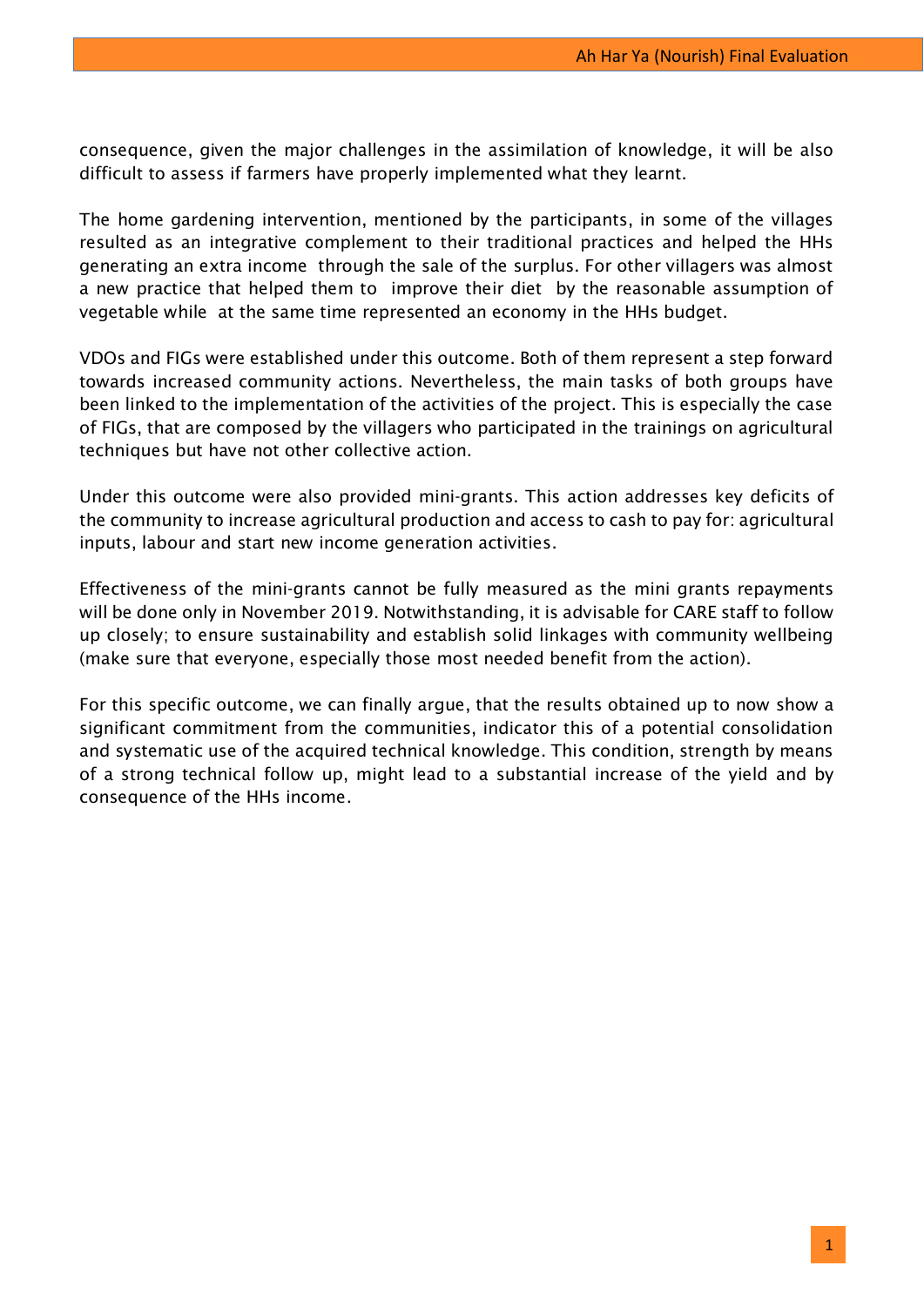consequence, given the major challenges in the assimilation of knowledge, it will be also difficult to assess if farmers have properly implemented what they learnt.

The home gardening intervention, mentioned by the participants, in some of the villages resulted as an integrative complement to their traditional practices and helped the HHs generating an extra income through the sale of the surplus. For other villagers was almost a new practice that helped them to improve their diet by the reasonable assumption of vegetable while at the same time represented an economy in the HHs budget.

VDOs and FIGs were established under this outcome. Both of them represent a step forward towards increased community actions. Nevertheless, the main tasks of both groups have been linked to the implementation of the activities of the project. This is especially the case of FIGs, that are composed by the villagers who participated in the trainings on agricultural techniques but have not other collective action.

Under this outcome were also provided mini-grants. This action addresses key deficits of the community to increase agricultural production and access to cash to pay for: agricultural inputs, labour and start new income generation activities.

Effectiveness of the mini-grants cannot be fully measured as the mini grants repayments will be done only in November 2019. Notwithstanding, it is advisable for CARE staff to follow up closely; to ensure sustainability and establish solid linkages with community wellbeing (make sure that everyone, especially those most needed benefit from the action).

For this specific outcome, we can finally argue, that the results obtained up to now show a significant commitment from the communities, indicator this of a potential consolidation and systematic use of the acquired technical knowledge. This condition, strength by means of a strong technical follow up, might lead to a substantial increase of the yield and by consequence of the HHs income.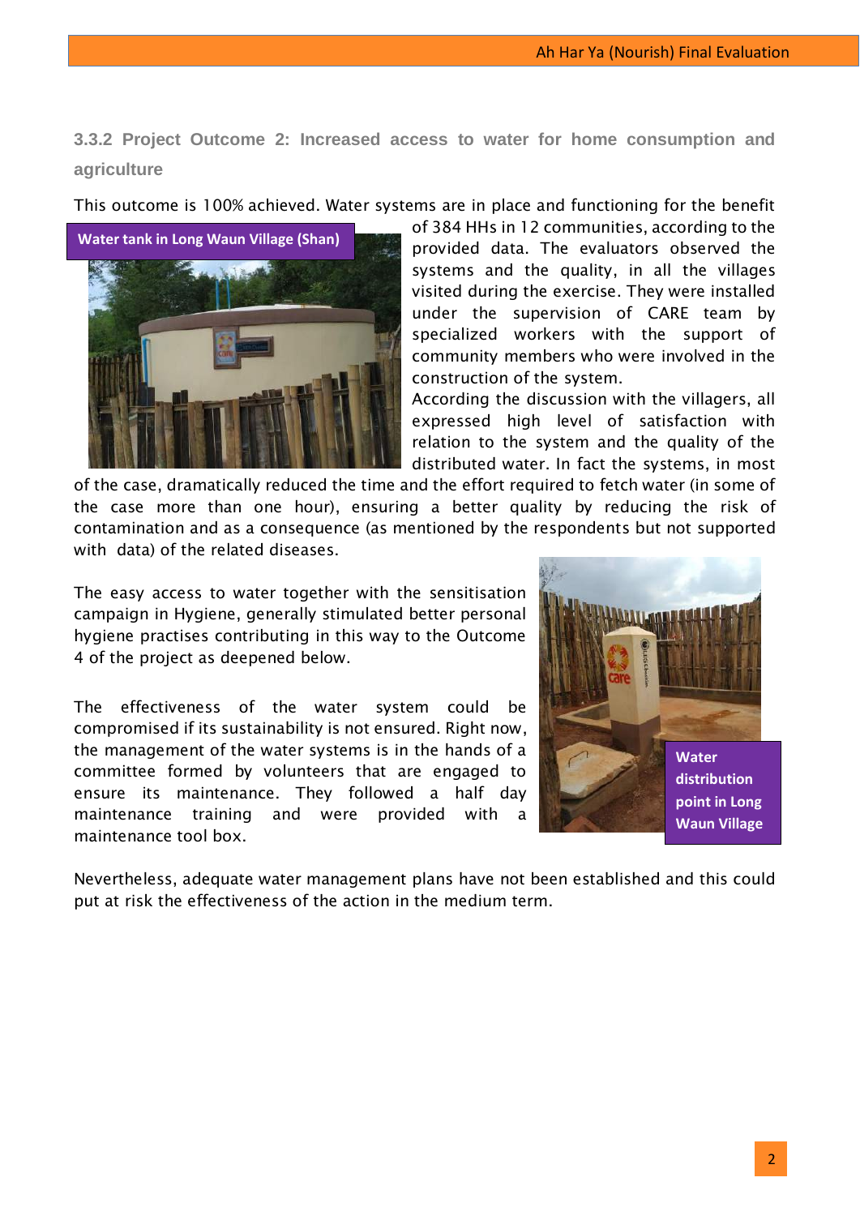### 3.3.2 Project Outcome 2: Increased access to water for home consumption and agriculture

This outcome is 100% achieved. Water systems are in place and functioning for the benefit of 384 HHs in 12 communities, according to the provided data. The evaluators observed the systems and the quality, in all the villages visited during the exercise. They were installed under the supervision of CARE team by specialized workers with the support of community members who were involved in the construction of the system.

Water tank in Long Waun Village (Shan)

According the discussion with the villagers, all expressed high level of satisfaction with relation to the system and the quality of the distributed water. In fact the systems, in most of the case, dramatically reduced the time and the effort required to fetch water (in some of the case more than one hour), ensuring a better quality by reducing the risk of contamination and as a consequence (as mentioned by the respondents but not supported with data) of the related diseases.

The easy access to water together with the sensitisation campaign in Hygiene, generally stimulated better personal hygiene practises contributing in this way to the Outcome 4 of the project as deepened below.

The effectiveness of the water system could be compromised if its sustainability is not ensured. Right now, the management of the water systems is in the hands of a committee formed by volunteers that are engaged to ensure its maintenance. They followed a half day maintenance training and were provided with a maintenance tool box.

Water distribution point in Long Waun Village

Nevertheless, adequate water management plans have not been established and this could put at risk the effectiveness of the action in the medium term.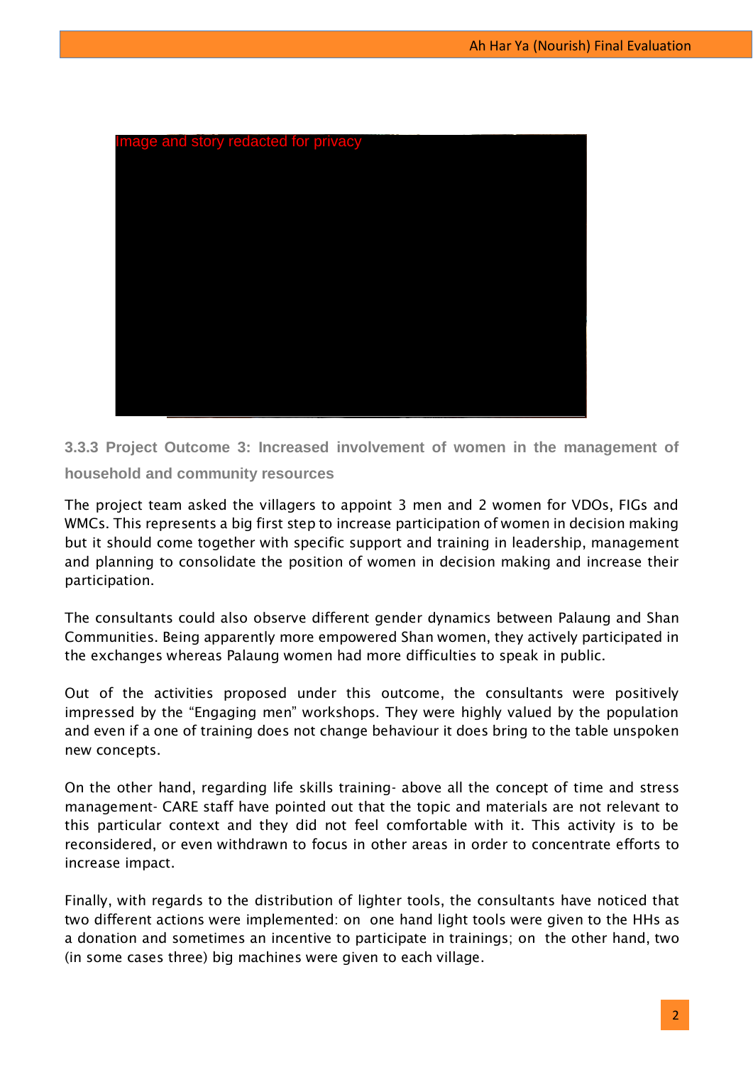Image and story redacted for privacy

### 3.3.3 Project Outcome 3: Increased involvement of women in the management of household and community resources

The project team asked the villagers to appoint 3 men and 2 women for VDOs, FIGs and WMCs. This represents a big first step to increase participation of women in decision making but it should come together with specific support and training in leadership, management and planning to consolidate the position of women in decision making and increase their participation.

The consultants could also observe different gender dynamics between Palaung and Shan Communities. Being apparently more empowered Shan women, they actively participated in the exchanges whereas Palaung women had more difficulties to speak in public.

Out of the activities proposed under this outcome, the consultants were positively impressed by the "Engaging men" workshops. They were highly valued by the population and even if a one of training does not change behaviour it does bring to the table unspoken new concepts.

On the other hand, regarding life skills training- above all the concept of time and stress management- CARE staff have pointed out that the topic and materials are not relevant to this particular context and they did not feel comfortable with it. This activity is to be reconsidered, or even withdrawn to focus in other areas in order to concentrate efforts to increase impact.

Finally, with regards to the distribution of lighter tools, the consultants have noticed that two different actions were implemented: on one hand light tools were given to the HHs as a donation and sometimes an incentive to participate in trainings; on the other hand, two (in some cases three) big machines were given to each village.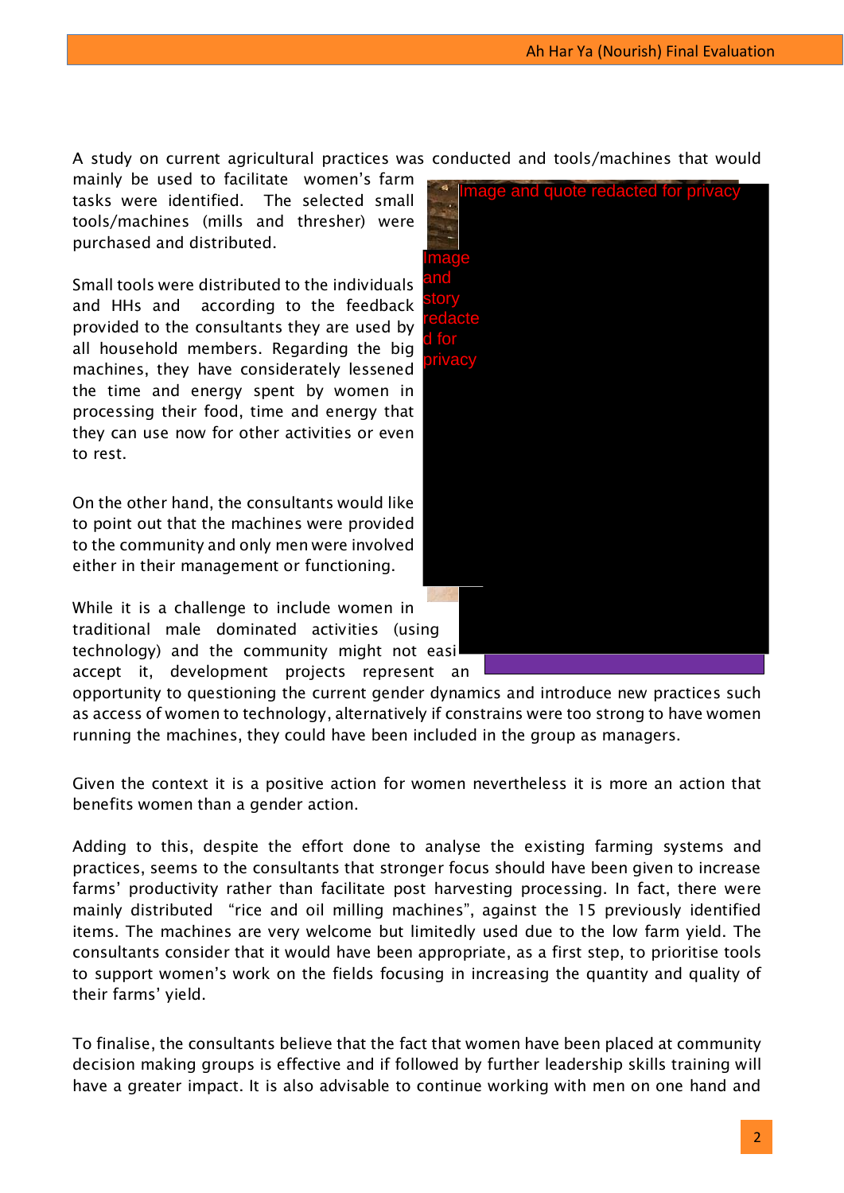A study on current agricultural practices was conducted and tools/machines that would mainly be used to facilitate women's farm tasks were identified. The selected small tools/machines (mills and thresher) were purchased and distributed.

Image and quote redacted for privacy

Image and story redacted for privacy

Small tools were distributed to the individuals and HHs and according to the feedback provided to the consultants they are used by all household members. Regarding the big machines, they have considerately lessened the time and energy spent by women in processing their food, time and energy that they can use now for other activities or even to rest.

On the other hand, the consultants would like to point out that the machines were provided to the community and only men were involved either in their management or functioning.

While it is a challenge to include women in traditional male dominated activities (using technology) and the community might not easi accept it, development projects represent an opportunity to questioning the current gender dynamics and introduce new practices such as access of women to technology, alternatively if constrains were too strong to have women running the machines, they could have been included in the group as managers.

Given the context it is a positive action for women nevertheless it is more an action that benefits women than a gender action.

Adding to this, despite the effort done to analyse the existing farming systems and practices, seems to the consultants that stronger focus should have been given to increase farms' productivity rather than facilitate post harvesting processing. In fact, there were mainly distributed "rice and oil milling machines", against the 15 previously identified items. The machines are very welcome but limitedly used due to the low farm yield. The consultants consider that it would have been appropriate, as a first step, to prioritise tools to support women's work on the fields focusing in increasing the quantity and quality of their farms' yield.

To finalise, the consultants believe that the fact that women have been placed at community decision making groups is effective and if followed by further leadership skills training will have a greater impact. It is also advisable to continue working with men on one hand and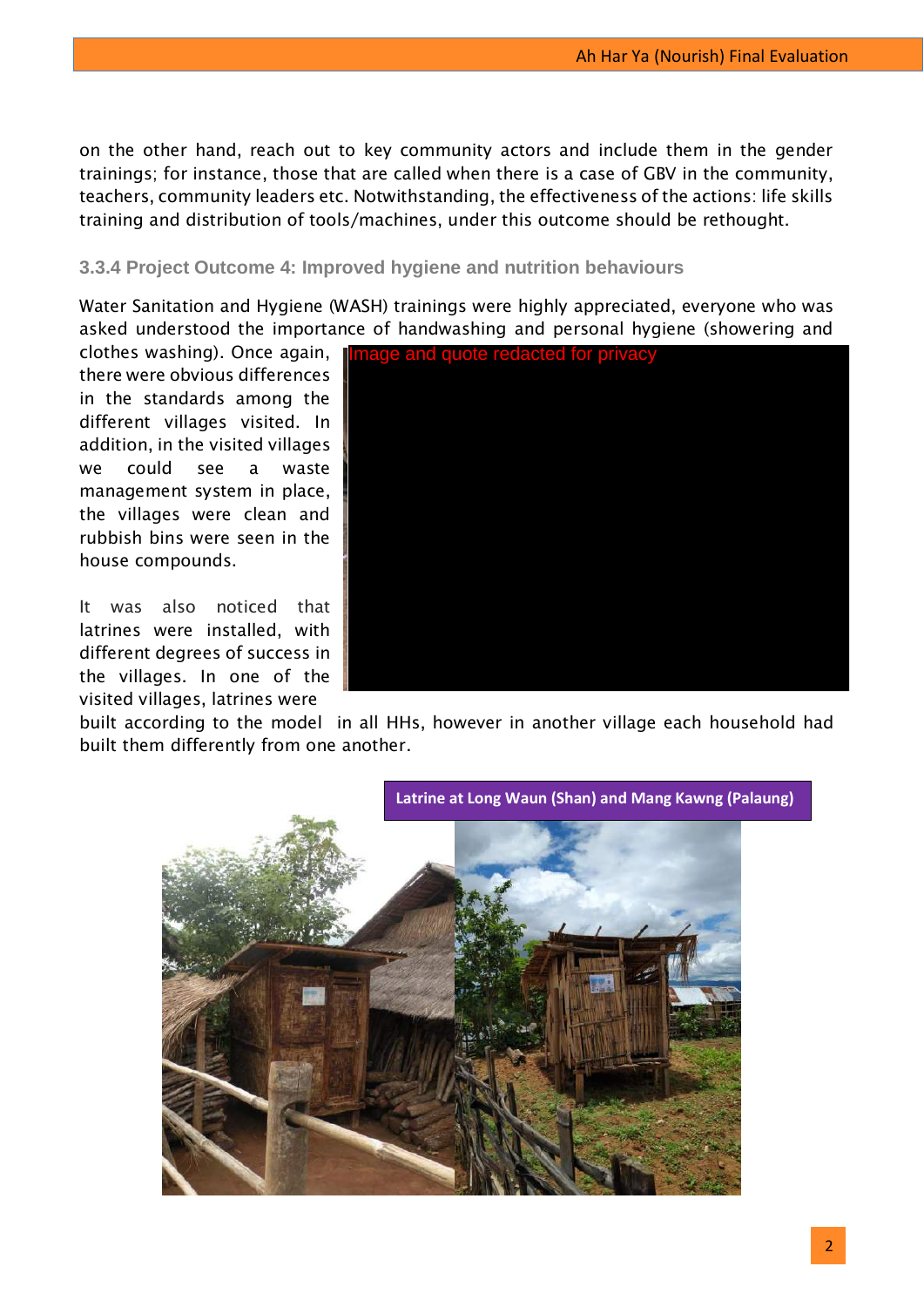on the other hand, reach out to key community actors and include them in the gender trainings; for instance, those that are called when there is a case of GBV in the community, teachers, community leaders etc. Notwithstanding, the effectiveness of the actions: life skills training and distribution of tools/machines, under this outcome should be rethought.

### 3.3.4 Project Outcome 4: Improved hygiene and nutrition behaviours

Water Sanitation and Hygiene (WASH) trainings were highly appreciated, everyone who was asked understood the importance of handwashing and personal hygiene (showering and clothes washing). Once again, there were obvious differences in the standards among the different villages visited. In addition, in the visited villages we could see a waste management system in place, the villages were clean and rubbish bins were seen in the house compounds.

Image and quote redacted for privacy

It was also noticed that latrines were installed, with different degrees of success in the villages. In one of the visited villages, latrines were built according to the model in all HHs, however in another village each household had built them differently from one another.

Latrine at Long Waun (Shan) and Mang Kawng (Palaung)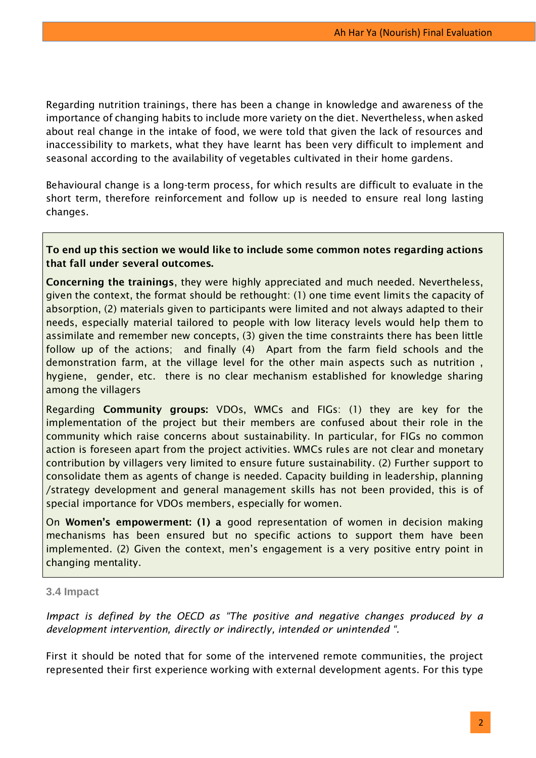Regarding nutrition trainings, there has been a change in knowledge and awareness of the importance of changing habits to include more variety on the diet. Nevertheless, when asked about real change in the intake of food, we were told that given the lack of resources and inaccessibility to markets, what they have learnt has been very difficult to implement and seasonal according to the availability of vegetables cultivated in their home gardens.

Behavioural change is a long-term process, for which results are difficult to evaluate in the short term, therefore reinforcement and follow up is needed to ensure real long lasting changes.

**To end up this section we would like to include some common notes regarding actions that fall under several outcomes.**

**Concerning the trainings**, they were highly appreciated and much needed. Nevertheless, given the context, the format should be rethought: (1) one time event limits the capacity of absorption, (2) materials given to participants were limited and not always adapted to their needs, especially material tailored to people with low literacy levels would help them to assimilate and remember new concepts, (3) given the time constraints there has been little follow up of the actions; and finally (4) Apart from the farm field schools and the demonstration farm, at the village level for the other main aspects such as nutrition , hygiene, gender, etc. there is no clear mechanism established for knowledge sharing among the villagers

Regarding **Community groups:** VDOs, WMCs and FIGs: (1) they are key for the implementation of the project but their members are confused about their role in the community which raise concerns about sustainability. In particular, for FIGs no common action is foreseen apart from the project activities. WMCs rules are not clear and monetary contribution by villagers very limited to ensure future sustainability. (2) Further support to consolidate them as agents of change is needed. Capacity building in leadership, planning /strategy development and general management skills has not been provided, this is of special importance for VDOs members, especially for women.

On **Women's empowerment: (1) a** good representation of women in decision making mechanisms has been ensured but no specific actions to support them have been implemented. (2) Given the context, men's engagement is a very positive entry point in changing mentality.

### 3.4 Impact

*Impact is defined by the OECD as "The positive and negative changes produced by a development intervention, directly or indirectly, intended or unintended ".*

First it should be noted that for some of the intervened remote communities, the project represented their first experience working with external development agents. For this type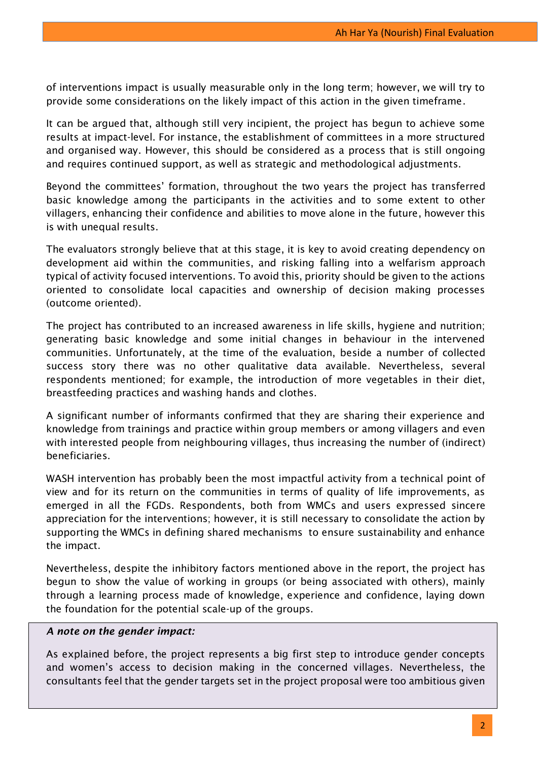of interventions impact is usually measurable only in the long term; however, we will try to provide some considerations on the likely impact of this action in the given timeframe.

It can be argued that, although still very incipient, the project has begun to achieve some results at impact-level. For instance, the establishment of committees in a more structured and organised way. However, this should be considered as a process that is still ongoing and requires continued support, as well as strategic and methodological adjustments.

Beyond the committees' formation, throughout the two years the project has transferred basic knowledge among the participants in the activities and to some extent to other villagers, enhancing their confidence and abilities to move alone in the future, however this is with unequal results.

The evaluators strongly believe that at this stage, it is key to avoid creating dependency on development aid within the communities, and risking falling into a welfarism approach typical of activity focused interventions. To avoid this, priority should be given to the actions oriented to consolidate local capacities and ownership of decision making processes (outcome oriented).

The project has contributed to an increased awareness in life skills, hygiene and nutrition; generating basic knowledge and some initial changes in behaviour in the intervened communities. Unfortunately, at the time of the evaluation, beside a number of collected success story there was no other qualitative data available. Nevertheless, several respondents mentioned; for example, the introduction of more vegetables in their diet, breastfeeding practices and washing hands and clothes.

A significant number of informants confirmed that they are sharing their experience and knowledge from trainings and practice within group members or among villagers and even with interested people from neighbouring villages, thus increasing the number of (indirect) beneficiaries.

WASH intervention has probably been the most impactful activity from a technical point of view and for its return on the communities in terms of quality of life improvements, as emerged in all the FGDs. Respondents, both from WMCs and users expressed sincere appreciation for the interventions; however, it is still necessary to consolidate the action by supporting the WMCs in defining shared mechanisms to ensure sustainability and enhance the impact.

Nevertheless, despite the inhibitory factors mentioned above in the report, the project has begun to show the value of working in groups (or being associated with others), mainly through a learning process made of knowledge, experience and confidence, laying down the foundation for the potential scale-up of the groups.

***A note on the gender impact:***

As explained before, the project represents a big first step to introduce gender concepts and women's access to decision making in the concerned villages. Nevertheless, the consultants feel that the gender targets set in the project proposal were too ambitious given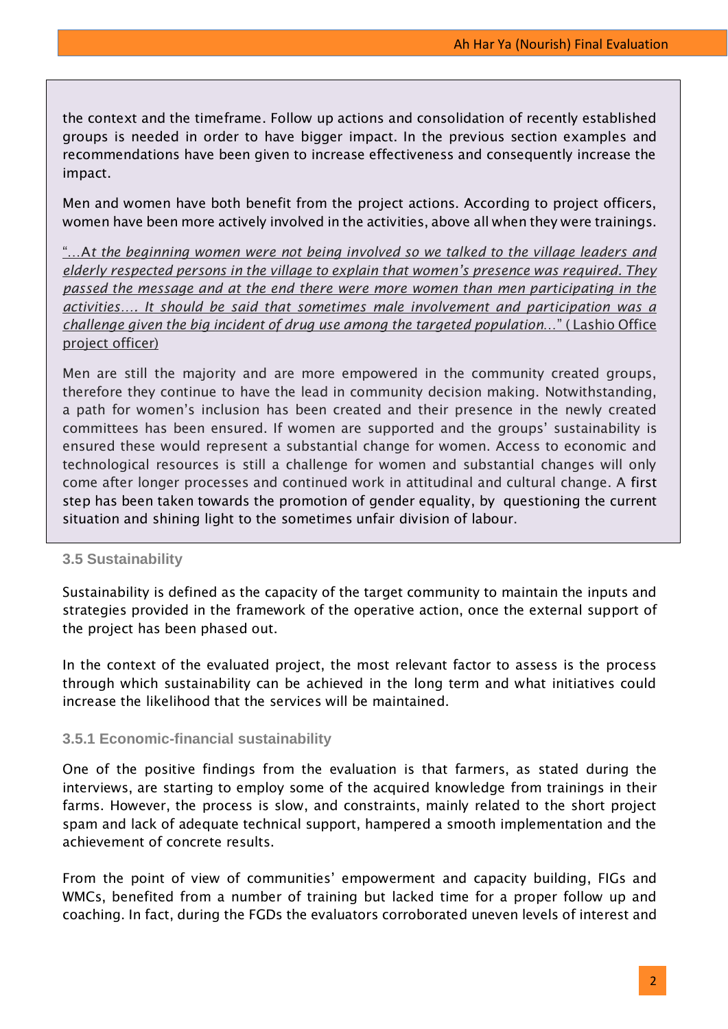the context and the timeframe. Follow up actions and consolidation of recently established groups is needed in order to have bigger impact. In the previous section examples and recommendations have been given to increase effectiveness and consequently increase the impact.

Men and women have both benefit from the project actions. According to project officers, women have been more actively involved in the activities, above all when they were trainings.

*"…At the beginning women were not being involved so we talked to the village leaders and elderly respected persons in the village to explain that women's presence was required. They passed the message and at the end there were more women than men participating in the activities…. It should be said that sometimes male involvement and participation was a challenge given the big incident of drug use among the targeted population…"* ( Lashio Office project officer)

Men are still the majority and are more empowered in the community created groups, therefore they continue to have the lead in community decision making. Notwithstanding, a path for women's inclusion has been created and their presence in the newly created committees has been ensured. If women are supported and the groups' sustainability is ensured these would represent a substantial change for women. Access to economic and technological resources is still a challenge for women and substantial changes will only come after longer processes and continued work in attitudinal and cultural change. A first step has been taken towards the promotion of gender equality, by questioning the current situation and shining light to the sometimes unfair division of labour.

### 3.5 Sustainability

Sustainability is defined as the capacity of the target community to maintain the inputs and strategies provided in the framework of the operative action, once the external support of the project has been phased out.

In the context of the evaluated project, the most relevant factor to assess is the process through which sustainability can be achieved in the long term and what initiatives could increase the likelihood that the services will be maintained.

#### 3.5.1 Economic-financial sustainability

One of the positive findings from the evaluation is that farmers, as stated during the interviews, are starting to employ some of the acquired knowledge from trainings in their farms. However, the process is slow, and constraints, mainly related to the short project spam and lack of adequate technical support, hampered a smooth implementation and the achievement of concrete results.

From the point of view of communities' empowerment and capacity building, FIGs and WMCs, benefited from a number of training but lacked time for a proper follow up and coaching. In fact, during the FGDs the evaluators corroborated uneven levels of interest and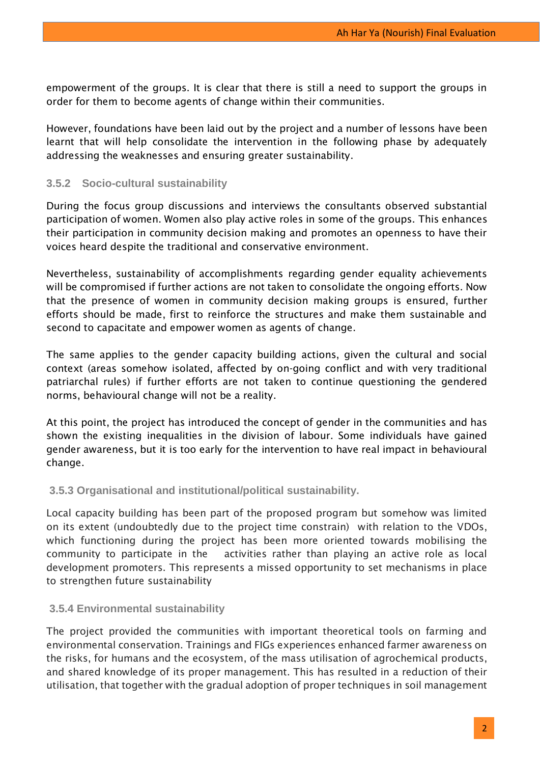empowerment of the groups. It is clear that there is still a need to support the groups in order for them to become agents of change within their communities.

However, foundations have been laid out by the project and a number of lessons have been learnt that will help consolidate the intervention in the following phase by adequately addressing the weaknesses and ensuring greater sustainability.

### 3.5.2 Socio-cultural sustainability

During the focus group discussions and interviews the consultants observed substantial participation of women. Women also play active roles in some of the groups. This enhances their participation in community decision making and promotes an openness to have their voices heard despite the traditional and conservative environment.

Nevertheless, sustainability of accomplishments regarding gender equality achievements will be compromised if further actions are not taken to consolidate the ongoing efforts. Now that the presence of women in community decision making groups is ensured, further efforts should be made, first to reinforce the structures and make them sustainable and second to capacitate and empower women as agents of change.

The same applies to the gender capacity building actions, given the cultural and social context (areas somehow isolated, affected by on-going conflict and with very traditional patriarchal rules) if further efforts are not taken to continue questioning the gendered norms, behavioural change will not be a reality.

At this point, the project has introduced the concept of gender in the communities and has shown the existing inequalities in the division of labour. Some individuals have gained gender awareness, but it is too early for the intervention to have real impact in behavioural change.

### 3.5.3 Organisational and institutional/political sustainability.

Local capacity building has been part of the proposed program but somehow was limited on its extent (undoubtedly due to the project time constrain) with relation to the VDOs, which functioning during the project has been more oriented towards mobilising the community to participate in the activities rather than playing an active role as local development promoters. This represents a missed opportunity to set mechanisms in place to strengthen future sustainability

### 3.5.4 Environmental sustainability

The project provided the communities with important theoretical tools on farming and environmental conservation. Trainings and FIGs experiences enhanced farmer awareness on the risks, for humans and the ecosystem, of the mass utilisation of agrochemical products, and shared knowledge of its proper management. This has resulted in a reduction of their utilisation, that together with the gradual adoption of proper techniques in soil management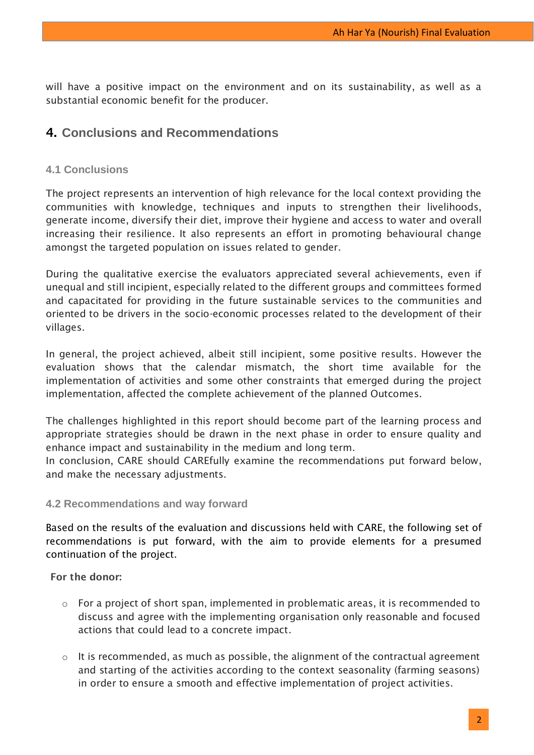will have a positive impact on the environment and on its sustainability, as well as a substantial economic benefit for the producer.

# 4. Conclusions and Recommendations

## 4.1 Conclusions

The project represents an intervention of high relevance for the local context providing the communities with knowledge, techniques and inputs to strengthen their livelihoods, generate income, diversify their diet, improve their hygiene and access to water and overall increasing their resilience. It also represents an effort in promoting behavioural change amongst the targeted population on issues related to gender.

During the qualitative exercise the evaluators appreciated several achievements, even if unequal and still incipient, especially related to the different groups and committees formed and capacitated for providing in the future sustainable services to the communities and oriented to be drivers in the socio-economic processes related to the development of their villages.

In general, the project achieved, albeit still incipient, some positive results. However the evaluation shows that the calendar mismatch, the short time available for the implementation of activities and some other constraints that emerged during the project implementation, affected the complete achievement of the planned Outcomes.

The challenges highlighted in this report should become part of the learning process and appropriate strategies should be drawn in the next phase in order to ensure quality and enhance impact and sustainability in the medium and long term.
In conclusion, CARE should CAREfully examine the recommendations put forward below, and make the necessary adjustments.

## 4.2 Recommendations and way forward

Based on the results of the evaluation and discussions held with CARE, the following set of recommendations is put forward, with the aim to provide elements for a presumed continuation of the project.

**For the donor:**

- For a project of short span, implemented in problematic areas, it is recommended to discuss and agree with the implementing organisation only reasonable and focused actions that could lead to a concrete impact.

- It is recommended, as much as possible, the alignment of the contractual agreement and starting of the activities according to the context seasonality (farming seasons) in order to ensure a smooth and effective implementation of project activities.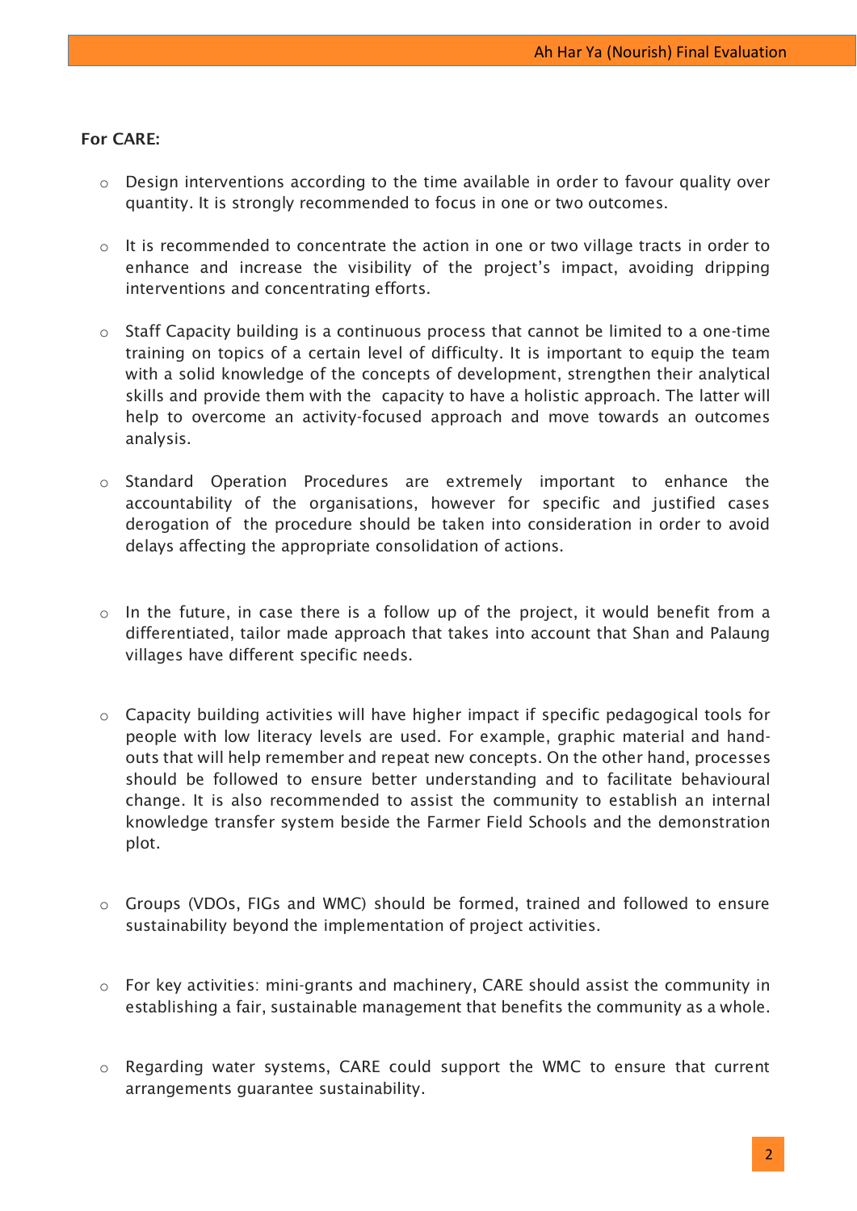**For CARE:**

- Design interventions according to the time available in order to favour quality over quantity. It is strongly recommended to focus in one or two outcomes.

- It is recommended to concentrate the action in one or two village tracts in order to enhance and increase the visibility of the project's impact, avoiding dripping interventions and concentrating efforts.

- Staff Capacity building is a continuous process that cannot be limited to a one-time training on topics of a certain level of difficulty. It is important to equip the team with a solid knowledge of the concepts of development, strengthen their analytical skills and provide them with the capacity to have a holistic approach. The latter will help to overcome an activity-focused approach and move towards an outcomes analysis.

- Standard Operation Procedures are extremely important to enhance the accountability of the organisations, however for specific and justified cases derogation of the procedure should be taken into consideration in order to avoid delays affecting the appropriate consolidation of actions.

- In the future, in case there is a follow up of the project, it would benefit from a differentiated, tailor made approach that takes into account that Shan and Palaung villages have different specific needs.

- Capacity building activities will have higher impact if specific pedagogical tools for people with low literacy levels are used. For example, graphic material and hand-outs that will help remember and repeat new concepts. On the other hand, processes should be followed to ensure better understanding and to facilitate behavioural change. It is also recommended to assist the community to establish an internal knowledge transfer system beside the Farmer Field Schools and the demonstration plot.

- Groups (VDOs, FIGs and WMC) should be formed, trained and followed to ensure sustainability beyond the implementation of project activities.

- For key activities: mini-grants and machinery, CARE should assist the community in establishing a fair, sustainable management that benefits the community as a whole.

- Regarding water systems, CARE could support the WMC to ensure that current arrangements guarantee sustainability.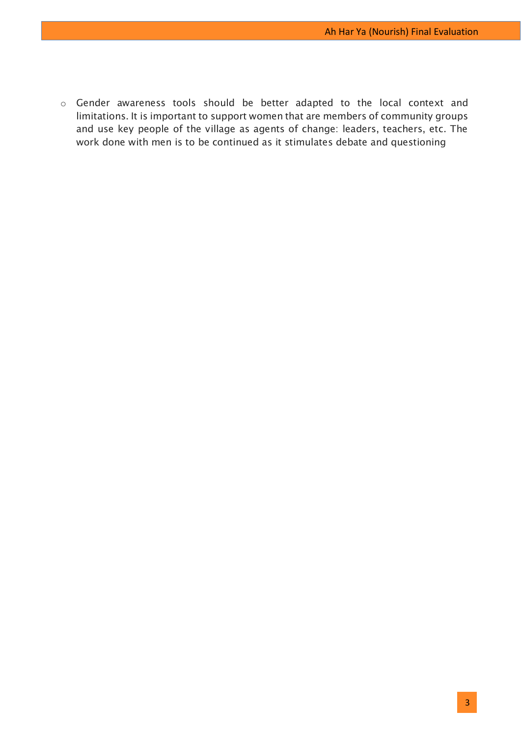- Gender awareness tools should be better adapted to the local context and limitations. It is important to support women that are members of community groups and use key people of the village as agents of change: leaders, teachers, etc. The work done with men is to be continued as it stimulates debate and questioning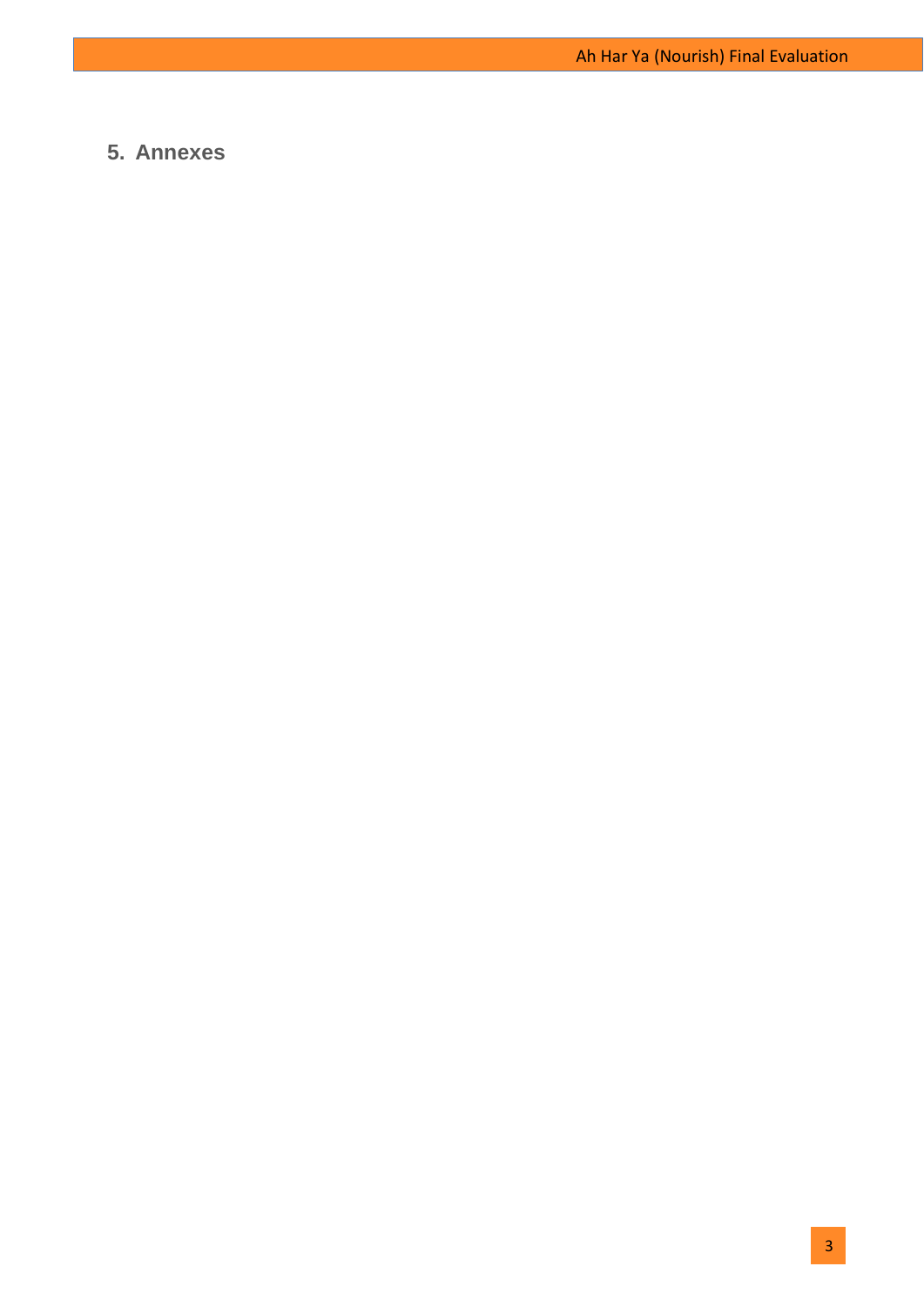# 5. Annexes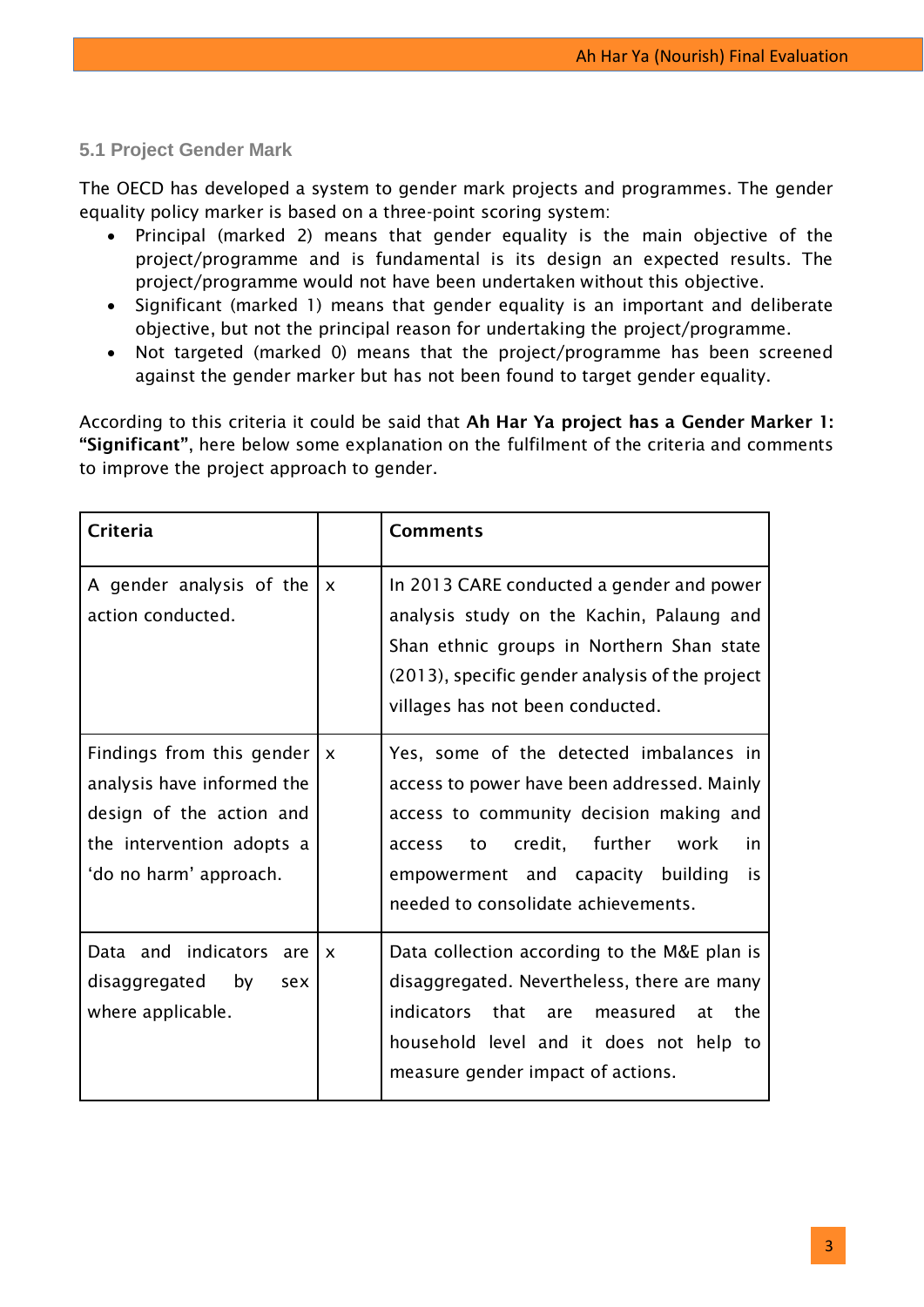### 5.1 Project Gender Mark

The OECD has developed a system to gender mark projects and programmes. The gender equality policy marker is based on a three-point scoring system:

- Principal (marked 2) means that gender equality is the main objective of the project/programme and is fundamental is its design an expected results. The project/programme would not have been undertaken without this objective.
- Significant (marked 1) means that gender equality is an important and deliberate objective, but not the principal reason for undertaking the project/programme.
- Not targeted (marked 0) means that the project/programme has been screened against the gender marker but has not been found to target gender equality.

According to this criteria it could be said that **Ah Har Ya project has a Gender Marker 1: "Significant"**, here below some explanation on the fulfilment of the criteria and comments to improve the project approach to gender.

| Criteria | | Comments |
|---|---|---|
| A gender analysis of the action conducted. | x | In 2013 CARE conducted a gender and power analysis study on the Kachin, Palaung and Shan ethnic groups in Northern Shan state (2013), specific gender analysis of the project villages has not been conducted. |
| Findings from this gender analysis have informed the design of the action and the intervention adopts a 'do no harm' approach. | x | Yes, some of the detected imbalances in access to power have been addressed. Mainly access to community decision making and access to credit, further work in empowerment and capacity building is needed to consolidate achievements. |
| Data and indicators are disaggregated by sex where applicable. | x | Data collection according to the M&E plan is disaggregated. Nevertheless, there are many indicators that are measured at the household level and it does not help to measure gender impact of actions. |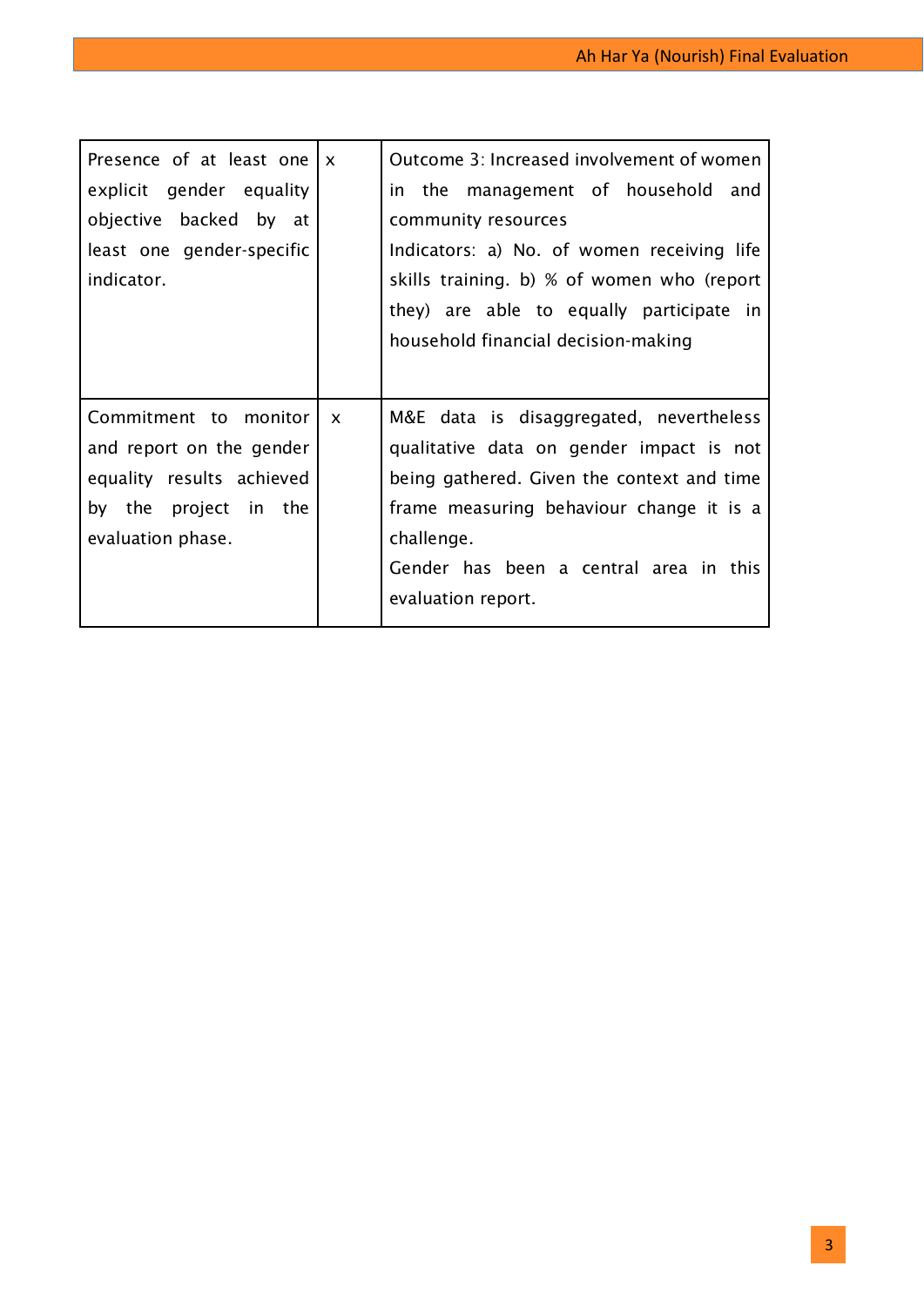| | | |
|---|---|---|
| Presence of at least one explicit gender equality objective backed by at least one gender-specific indicator. | x | Outcome 3: Increased involvement of women in the management of household and community resources<br>Indicators: a) No. of women receiving life skills training. b) % of women who (report they) are able to equally participate in household financial decision-making |
| Commitment to monitor and report on the gender equality results achieved by the project in the evaluation phase. | x | M&E data is disaggregated, nevertheless qualitative data on gender impact is not being gathered. Given the context and time frame measuring behaviour change it is a challenge.<br>Gender has been a central area in this evaluation report. |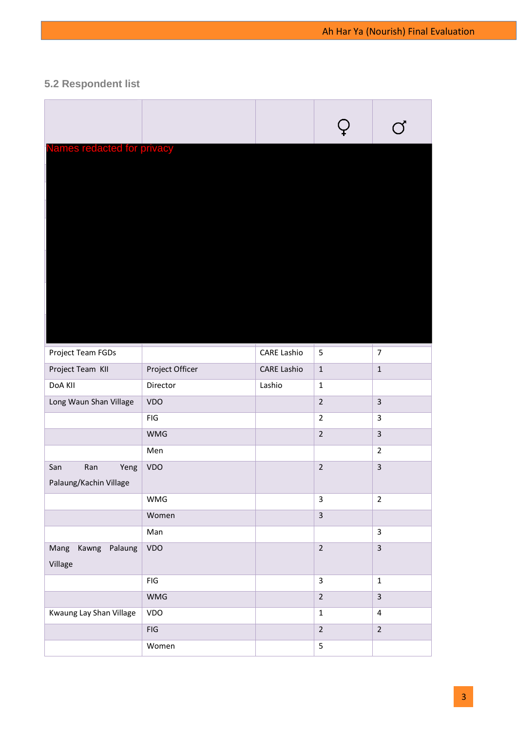## 5.2 Respondent list

| | | | ♀ | ♂ |
|---|---|---|---|---|
| Names redacted for privacy | | | | |
| Project Team FGDs | | CARE Lashio | 5 | 7 |
| Project Team KII | Project Officer | CARE Lashio | 1 | 1 |
| DoA KII | Director | Lashio | 1 | |
| Long Waun Shan Village | VDO | | 2 | 3 |
| | FIG | | 2 | 3 |
| | WMG | | 2 | 3 |
| | Men | | | 2 |
| San Ran Yeng Palaung/Kachin Village | VDO | | 2 | 3 |
| | WMG | | 3 | 2 |
| | Women | | 3 | |
| | Man | | | 3 |
| Mang Kawng Palaung Village | VDO | | 2 | 3 |
| | FIG | | 3 | 1 |
| | WMG | | 2 | 3 |
| Kwaung Lay Shan Village | VDO | | 1 | 4 |
| | FIG | | 2 | 2 |
| | Women | | 5 | |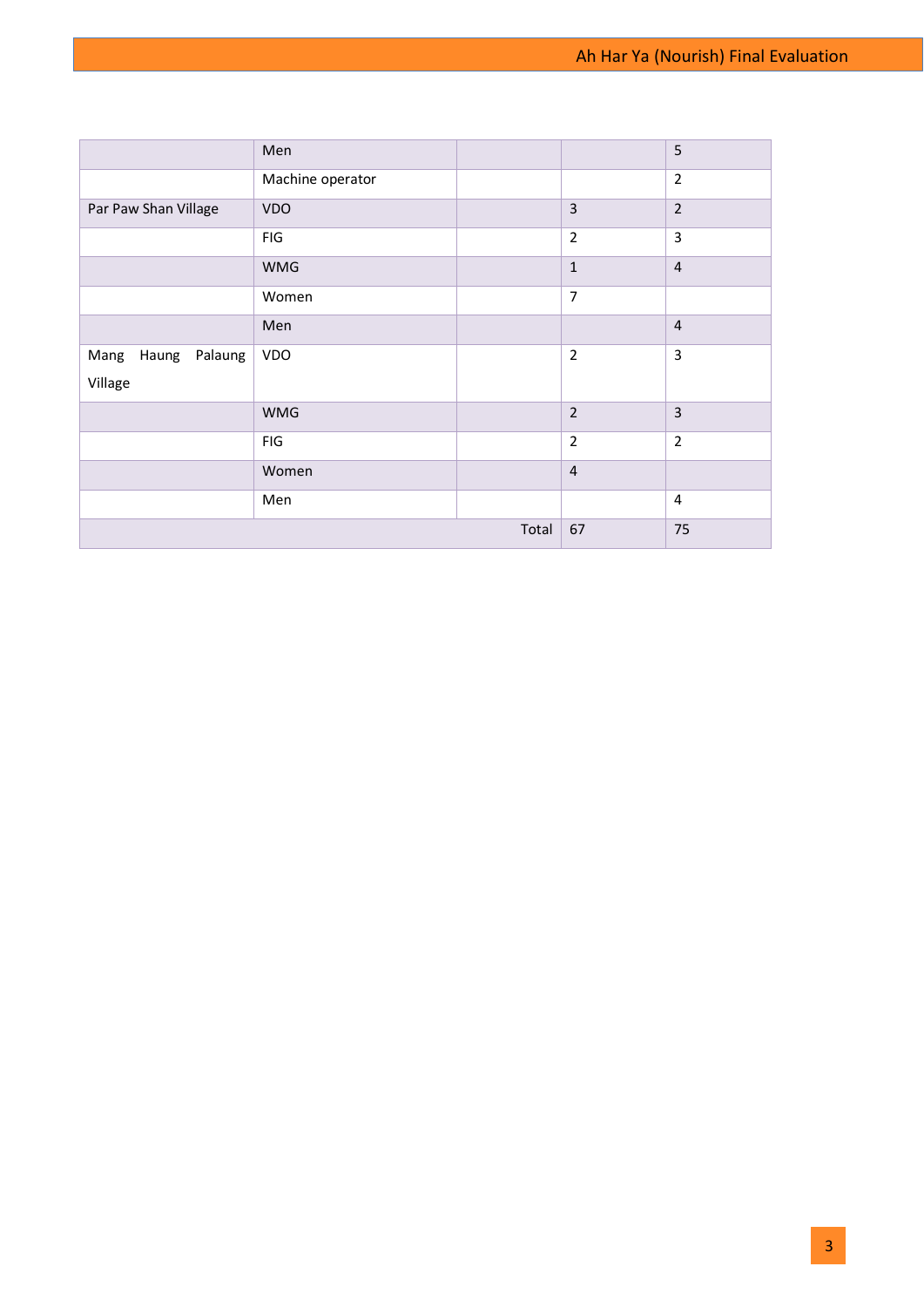| | | | | |
|---|---|---|---|---|
| | Men | | | 5 |
| | Machine operator | | | 2 |
| Par Paw Shan Village | VDO | | 3 | 2 |
| | FIG | | 2 | 3 |
| | WMG | | 1 | 4 |
| | Women | | 7 | |
| | Men | | | 4 |
| Mang Haung Palaung Village | VDO | | 2 | 3 |
| | WMG | | 2 | 3 |
| | FIG | | 2 | 2 |
| | Women | | 4 | |
| | Men | | | 4 |
| | | Total | 67 | 75 |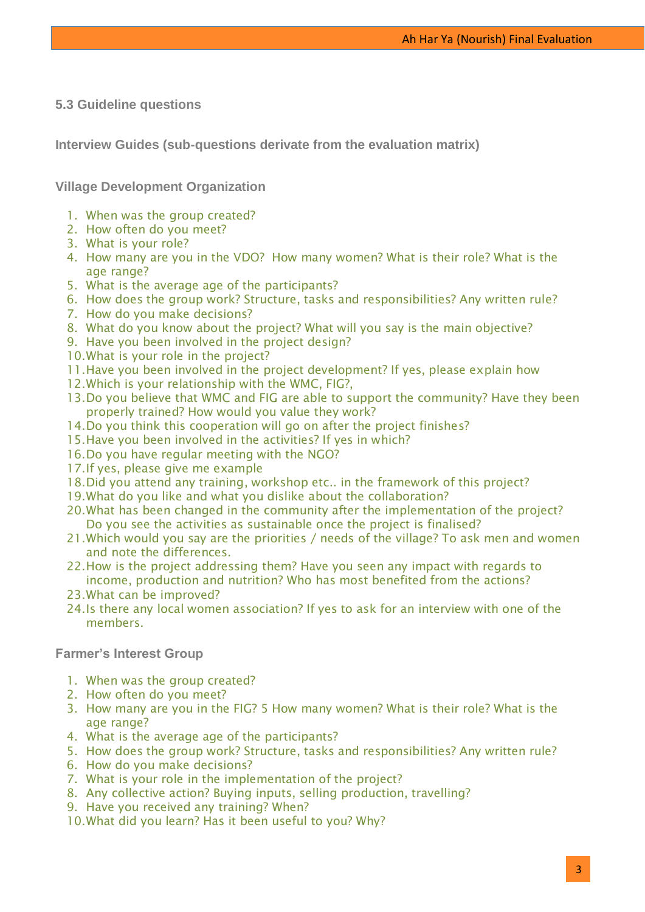### 5.3 Guideline questions

**Interview Guides (sub-questions derivate from the evaluation matrix)**

**Village Development Organization**

1. When was the group created?
2. How often do you meet?
3. What is your role?
4. How many are you in the VDO? How many women? What is their role? What is the age range?
5. What is the average age of the participants?
6. How does the group work? Structure, tasks and responsibilities? Any written rule?
7. How do you make decisions?
8. What do you know about the project? What will you say is the main objective?
9. Have you been involved in the project design?
10. What is your role in the project?
11. Have you been involved in the project development? If yes, please explain how
12. Which is your relationship with the WMC, FIG?,
13. Do you believe that WMC and FIG are able to support the community? Have they been properly trained? How would you value they work?
14. Do you think this cooperation will go on after the project finishes?
15. Have you been involved in the activities? If yes in which?
16. Do you have regular meeting with the NGO?
17. If yes, please give me example
18. Did you attend any training, workshop etc.. in the framework of this project?
19. What do you like and what you dislike about the collaboration?
20. What has been changed in the community after the implementation of the project? Do you see the activities as sustainable once the project is finalised?
21. Which would you say are the priorities / needs of the village? To ask men and women and note the differences.
22. How is the project addressing them? Have you seen any impact with regards to income, production and nutrition? Who has most benefited from the actions?
23. What can be improved?
24. Is there any local women association? If yes to ask for an interview with one of the members.

**Farmer's Interest Group**

1. When was the group created?
2. How often do you meet?
3. How many are you in the FIG? 5 How many women? What is their role? What is the age range?
4. What is the average age of the participants?
5. How does the group work? Structure, tasks and responsibilities? Any written rule?
6. How do you make decisions?
7. What is your role in the implementation of the project?
8. Any collective action? Buying inputs, selling production, travelling?
9. Have you received any training? When?
10. What did you learn? Has it been useful to you? Why?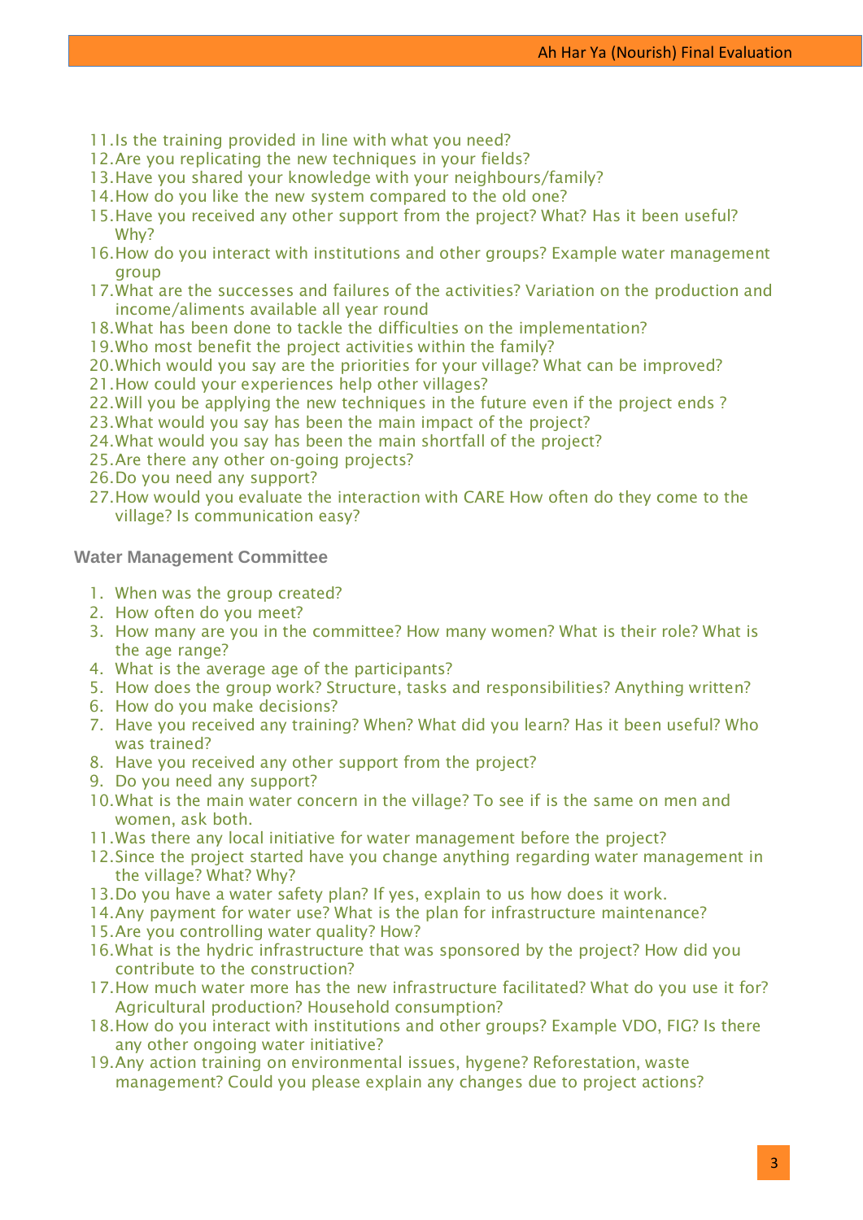11. Is the training provided in line with what you need?
12. Are you replicating the new techniques in your fields?
13. Have you shared your knowledge with your neighbours/family?
14. How do you like the new system compared to the old one?
15. Have you received any other support from the project? What? Has it been useful? Why?
16. How do you interact with institutions and other groups? Example water management group
17. What are the successes and failures of the activities? Variation on the production and income/aliments available all year round
18. What has been done to tackle the difficulties on the implementation?
19. Who most benefit the project activities within the family?
20. Which would you say are the priorities for your village? What can be improved?
21. How could your experiences help other villages?
22. Will you be applying the new techniques in the future even if the project ends ?
23. What would you say has been the main impact of the project?
24. What would you say has been the main shortfall of the project?
25. Are there any other on-going projects?
26. Do you need any support?
27. How would you evaluate the interaction with CARE How often do they come to the village? Is communication easy?

### Water Management Committee

1. When was the group created?
2. How often do you meet?
3. How many are you in the committee? How many women? What is their role? What is the age range?
4. What is the average age of the participants?
5. How does the group work? Structure, tasks and responsibilities? Anything written?
6. How do you make decisions?
7. Have you received any training? When? What did you learn? Has it been useful? Who was trained?
8. Have you received any other support from the project?
9. Do you need any support?
10. What is the main water concern in the village? To see if is the same on men and women, ask both.
11. Was there any local initiative for water management before the project?
12. Since the project started have you change anything regarding water management in the village? What? Why?
13. Do you have a water safety plan? If yes, explain to us how does it work.
14. Any payment for water use? What is the plan for infrastructure maintenance?
15. Are you controlling water quality? How?
16. What is the hydric infrastructure that was sponsored by the project? How did you contribute to the construction?
17. How much water more has the new infrastructure facilitated? What do you use it for? Agricultural production? Household consumption?
18. How do you interact with institutions and other groups? Example VDO, FIG? Is there any other ongoing water initiative?
19. Any action training on environmental issues, hygene? Reforestation, waste management? Could you please explain any changes due to project actions?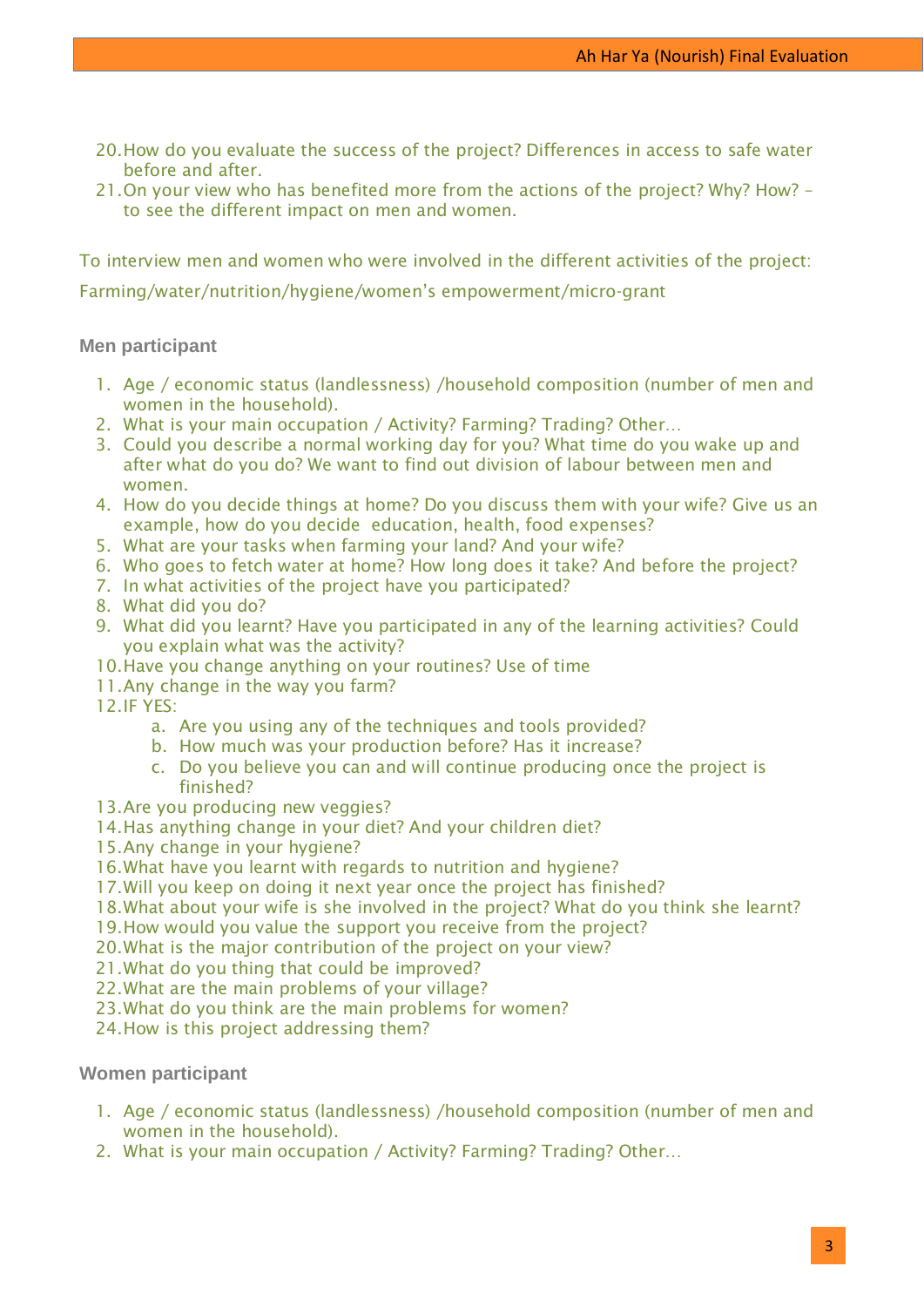20. How do you evaluate the success of the project? Differences in access to safe water before and after.
21. On your view who has benefited more from the actions of the project? Why? How? – to see the different impact on men and women.

To interview men and women who were involved in the different activities of the project:

Farming/water/nutrition/hygiene/women's empowerment/micro-grant

**Men participant**

1. Age / economic status (landlessness) /household composition (number of men and women in the household).
2. What is your main occupation / Activity? Farming? Trading? Other…
3. Could you describe a normal working day for you? What time do you wake up and after what do you do? We want to find out division of labour between men and women.
4. How do you decide things at home? Do you discuss them with your wife? Give us an example, how do you decide  education, health, food expenses?
5. What are your tasks when farming your land? And your wife?
6. Who goes to fetch water at home? How long does it take? And before the project?
7. In what activities of the project have you participated?
8. What did you do?
9. What did you learnt? Have you participated in any of the learning activities? Could you explain what was the activity?
10. Have you change anything on your routines? Use of time
11. Any change in the way you farm?
12. IF YES:
    a. Are you using any of the techniques and tools provided?
    b. How much was your production before? Has it increase?
    c. Do you believe you can and will continue producing once the project is finished?
13. Are you producing new veggies?
14. Has anything change in your diet? And your children diet?
15. Any change in your hygiene?
16. What have you learnt with regards to nutrition and hygiene?
17. Will you keep on doing it next year once the project has finished?
18. What about your wife is she involved in the project? What do you think she learnt?
19. How would you value the support you receive from the project?
20. What is the major contribution of the project on your view?
21. What do you thing that could be improved?
22. What are the main problems of your village?
23. What do you think are the main problems for women?
24. How is this project addressing them?

**Women participant**

1. Age / economic status (landlessness) /household composition (number of men and women in the household).
2. What is your main occupation / Activity? Farming? Trading? Other…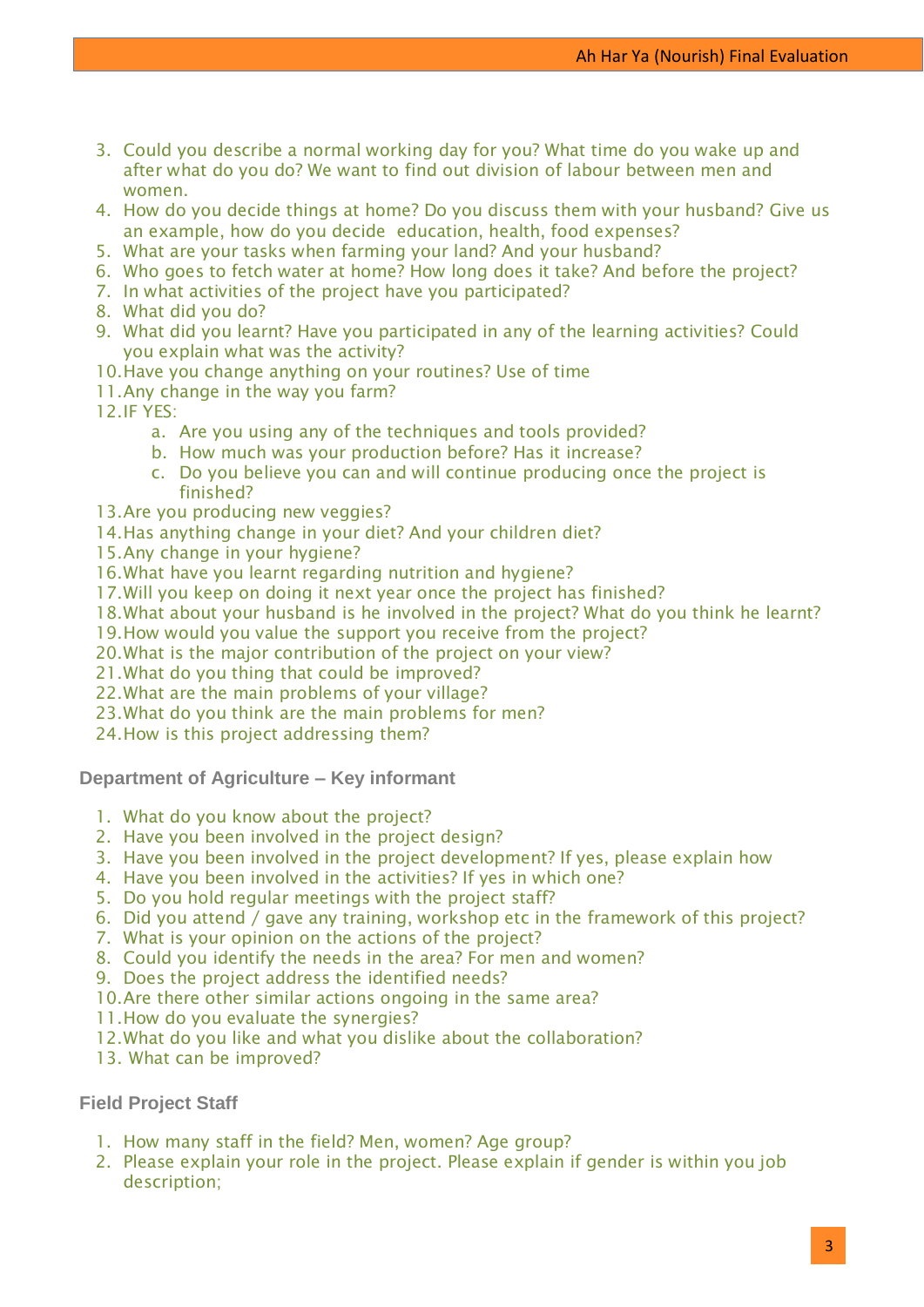3. Could you describe a normal working day for you? What time do you wake up and after what do you do? We want to find out division of labour between men and women.
4. How do you decide things at home? Do you discuss them with your husband? Give us an example, how do you decide education, health, food expenses?
5. What are your tasks when farming your land? And your husband?
6. Who goes to fetch water at home? How long does it take? And before the project?
7. In what activities of the project have you participated?
8. What did you do?
9. What did you learnt? Have you participated in any of the learning activities? Could you explain what was the activity?
10. Have you change anything on your routines? Use of time
11. Any change in the way you farm?
12. IF YES:
    a. Are you using any of the techniques and tools provided?
    b. How much was your production before? Has it increase?
    c. Do you believe you can and will continue producing once the project is finished?
13. Are you producing new veggies?
14. Has anything change in your diet? And your children diet?
15. Any change in your hygiene?
16. What have you learnt regarding nutrition and hygiene?
17. Will you keep on doing it next year once the project has finished?
18. What about your husband is he involved in the project? What do you think he learnt?
19. How would you value the support you receive from the project?
20. What is the major contribution of the project on your view?
21. What do you thing that could be improved?
22. What are the main problems of your village?
23. What do you think are the main problems for men?
24. How is this project addressing them?

### Department of Agriculture – Key informant

1. What do you know about the project?
2. Have you been involved in the project design?
3. Have you been involved in the project development? If yes, please explain how
4. Have you been involved in the activities? If yes in which one?
5. Do you hold regular meetings with the project staff?
6. Did you attend / gave any training, workshop etc in the framework of this project?
7. What is your opinion on the actions of the project?
8. Could you identify the needs in the area? For men and women?
9. Does the project address the identified needs?
10. Are there other similar actions ongoing in the same area?
11. How do you evaluate the synergies?
12. What do you like and what you dislike about the collaboration?
13. What can be improved?

### Field Project Staff

1. How many staff in the field? Men, women? Age group?
2. Please explain your role in the project. Please explain if gender is within you job description;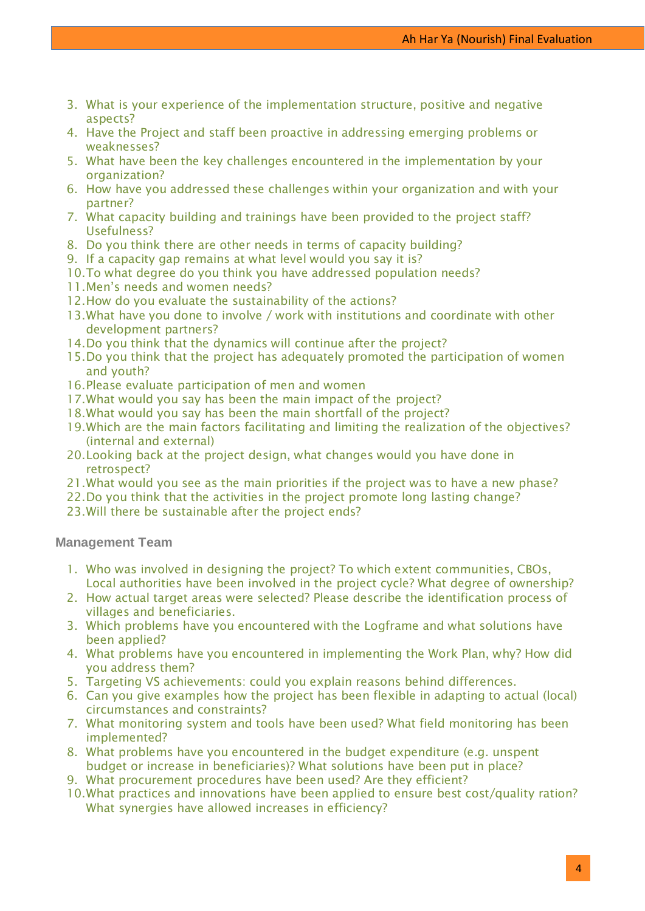3. What is your experience of the implementation structure, positive and negative aspects?
4. Have the Project and staff been proactive in addressing emerging problems or weaknesses?
5. What have been the key challenges encountered in the implementation by your organization?
6. How have you addressed these challenges within your organization and with your partner?
7. What capacity building and trainings have been provided to the project staff? Usefulness?
8. Do you think there are other needs in terms of capacity building?
9. If a capacity gap remains at what level would you say it is?
10. To what degree do you think you have addressed population needs?
11. Men's needs and women needs?
12. How do you evaluate the sustainability of the actions?
13. What have you done to involve / work with institutions and coordinate with other development partners?
14. Do you think that the dynamics will continue after the project?
15. Do you think that the project has adequately promoted the participation of women and youth?
16. Please evaluate participation of men and women
17. What would you say has been the main impact of the project?
18. What would you say has been the main shortfall of the project?
19. Which are the main factors facilitating and limiting the realization of the objectives? (internal and external)
20. Looking back at the project design, what changes would you have done in retrospect?
21. What would you see as the main priorities if the project was to have a new phase?
22. Do you think that the activities in the project promote long lasting change?
23. Will there be sustainable after the project ends?

### Management Team

1. Who was involved in designing the project? To which extent communities, CBOs, Local authorities have been involved in the project cycle? What degree of ownership?
2. How actual target areas were selected? Please describe the identification process of villages and beneficiaries.
3. Which problems have you encountered with the Logframe and what solutions have been applied?
4. What problems have you encountered in implementing the Work Plan, why? How did you address them?
5. Targeting VS achievements: could you explain reasons behind differences.
6. Can you give examples how the project has been flexible in adapting to actual (local) circumstances and constraints?
7. What monitoring system and tools have been used? What field monitoring has been implemented?
8. What problems have you encountered in the budget expenditure (e.g. unspent budget or increase in beneficiaries)? What solutions have been put in place?
9. What procurement procedures have been used? Are they efficient?
10. What practices and innovations have been applied to ensure best cost/quality ration? What synergies have allowed increases in efficiency?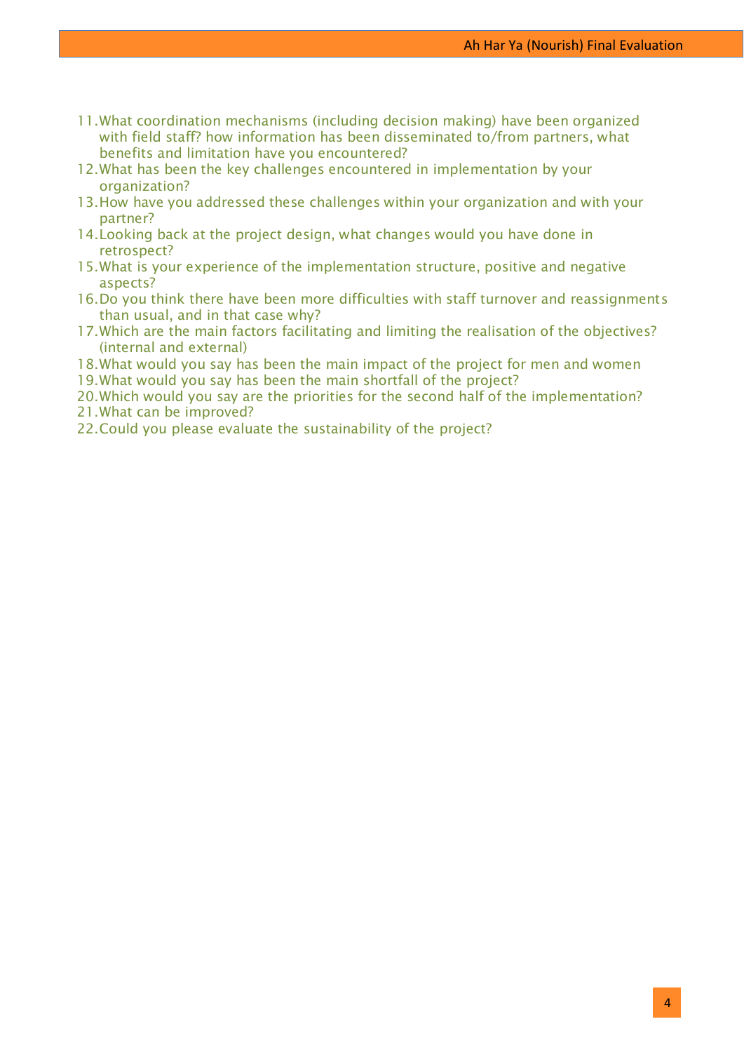11. What coordination mechanisms (including decision making) have been organized with field staff? how information has been disseminated to/from partners, what benefits and limitation have you encountered?
12. What has been the key challenges encountered in implementation by your organization?
13. How have you addressed these challenges within your organization and with your partner?
14. Looking back at the project design, what changes would you have done in retrospect?
15. What is your experience of the implementation structure, positive and negative aspects?
16. Do you think there have been more difficulties with staff turnover and reassignments than usual, and in that case why?
17. Which are the main factors facilitating and limiting the realisation of the objectives? (internal and external)
18. What would you say has been the main impact of the project for men and women
19. What would you say has been the main shortfall of the project?
20. Which would you say are the priorities for the second half of the implementation?
21. What can be improved?
22. Could you please evaluate the sustainability of the project?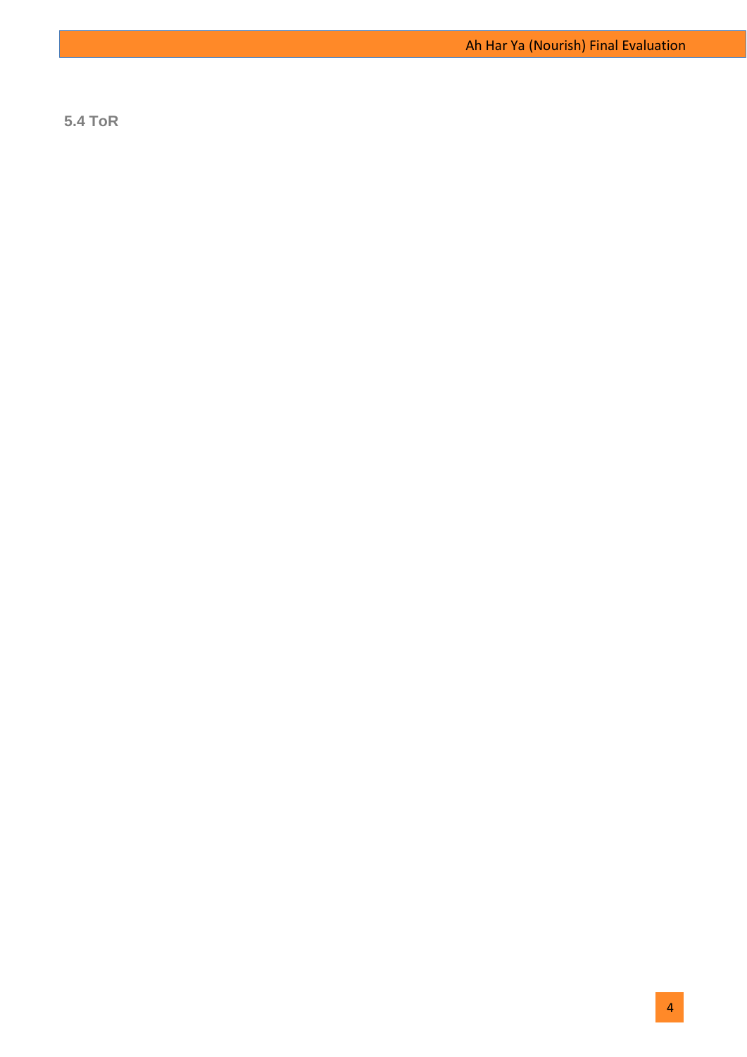### 5.4 ToR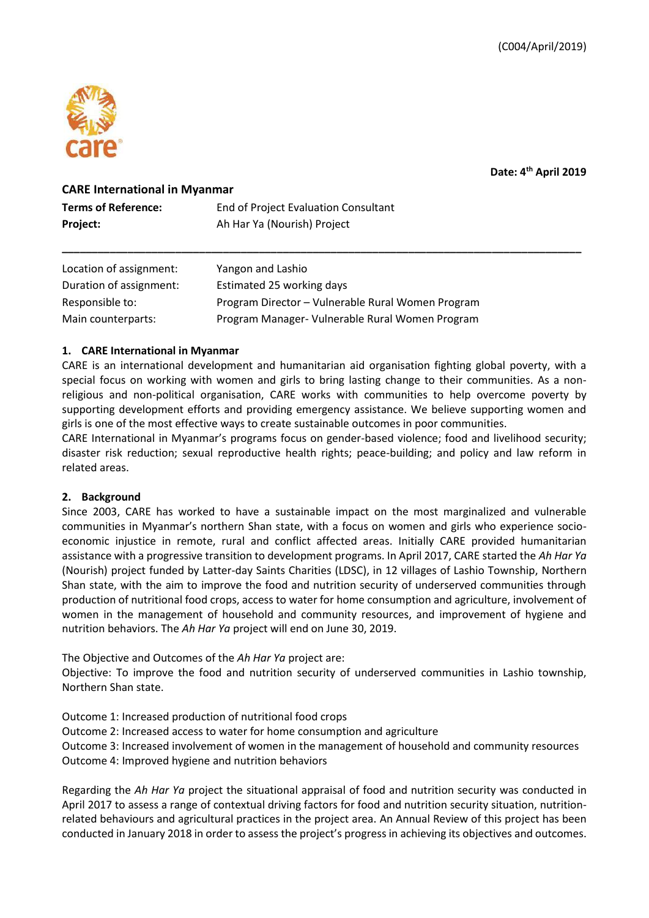(C004/April/2019)

**Date: 4th April 2019**

**CARE International in Myanmar**

| **Terms of Reference:** | End of Project Evaluation Consultant |
|---|---|
| **Project:** | Ah Har Ya (Nourish) Project |

---

| Location of assignment: | Yangon and Lashio |
|---|---|
| Duration of assignment: | Estimated 25 working days |
| Responsible to: | Program Director – Vulnerable Rural Women Program |
| Main counterparts: | Program Manager- Vulnerable Rural Women Program |

## 1. CARE International in Myanmar

CARE is an international development and humanitarian aid organisation fighting global poverty, with a special focus on working with women and girls to bring lasting change to their communities. As a non-religious and non-political organisation, CARE works with communities to help overcome poverty by supporting development efforts and providing emergency assistance. We believe supporting women and girls is one of the most effective ways to create sustainable outcomes in poor communities.

CARE International in Myanmar's programs focus on gender-based violence; food and livelihood security; disaster risk reduction; sexual reproductive health rights; peace-building; and policy and law reform in related areas.

## 2. Background

Since 2003, CARE has worked to have a sustainable impact on the most marginalized and vulnerable communities in Myanmar's northern Shan state, with a focus on women and girls who experience socio-economic injustice in remote, rural and conflict affected areas. Initially CARE provided humanitarian assistance with a progressive transition to development programs. In April 2017, CARE started the *Ah Har Ya* (Nourish) project funded by Latter-day Saints Charities (LDSC), in 12 villages of Lashio Township, Northern Shan state, with the aim to improve the food and nutrition security of underserved communities through production of nutritional food crops, access to water for home consumption and agriculture, involvement of women in the management of household and community resources, and improvement of hygiene and nutrition behaviors. The *Ah Har Ya* project will end on June 30, 2019.

The Objective and Outcomes of the *Ah Har Ya* project are:

Objective: To improve the food and nutrition security of underserved communities in Lashio township, Northern Shan state.

Outcome 1: Increased production of nutritional food crops
Outcome 2: Increased access to water for home consumption and agriculture
Outcome 3: Increased involvement of women in the management of household and community resources
Outcome 4: Improved hygiene and nutrition behaviors

Regarding the *Ah Har Ya* project the situational appraisal of food and nutrition security was conducted in April 2017 to assess a range of contextual driving factors for food and nutrition security situation, nutrition-related behaviours and agricultural practices in the project area. An Annual Review of this project has been conducted in January 2018 in order to assess the project's progress in achieving its objectives and outcomes.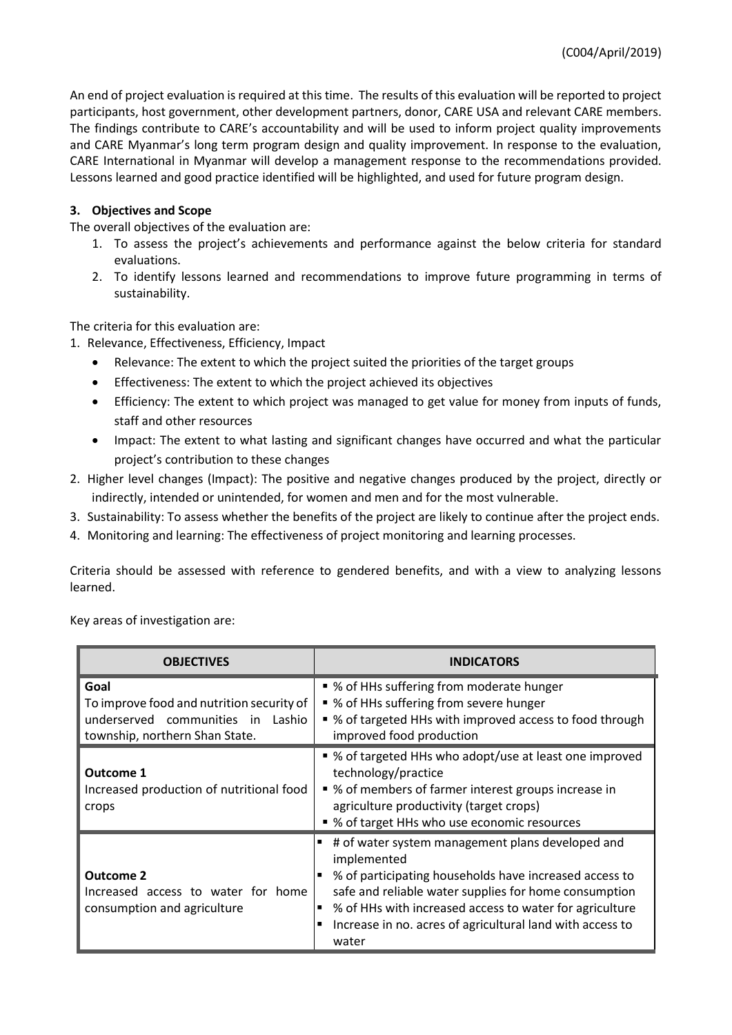(C004/April/2019)

An end of project evaluation is required at this time. The results of this evaluation will be reported to project participants, host government, other development partners, donor, CARE USA and relevant CARE members. The findings contribute to CARE's accountability and will be used to inform project quality improvements and CARE Myanmar's long term program design and quality improvement. In response to the evaluation, CARE International in Myanmar will develop a management response to the recommendations provided. Lessons learned and good practice identified will be highlighted, and used for future program design.

**3. Objectives and Scope**

The overall objectives of the evaluation are:

1. To assess the project's achievements and performance against the below criteria for standard evaluations.
2. To identify lessons learned and recommendations to improve future programming in terms of sustainability.

The criteria for this evaluation are:

1. Relevance, Effectiveness, Efficiency, Impact
   - Relevance: The extent to which the project suited the priorities of the target groups
   - Effectiveness: The extent to which the project achieved its objectives
   - Efficiency: The extent to which project was managed to get value for money from inputs of funds, staff and other resources
   - Impact: The extent to what lasting and significant changes have occurred and what the particular project's contribution to these changes
2. Higher level changes (Impact): The positive and negative changes produced by the project, directly or indirectly, intended or unintended, for women and men and for the most vulnerable.
3. Sustainability: To assess whether the benefits of the project are likely to continue after the project ends.
4. Monitoring and learning: The effectiveness of project monitoring and learning processes.

Criteria should be assessed with reference to gendered benefits, and with a view to analyzing lessons learned.

Key areas of investigation are:

| OBJECTIVES | INDICATORS |
|---|---|
| **Goal**<br>To improve food and nutrition security of underserved communities in Lashio township, northern Shan State. | ▪ % of HHs suffering from moderate hunger<br>▪ % of HHs suffering from severe hunger<br>▪ % of targeted HHs with improved access to food through improved food production |
| **Outcome 1**<br>Increased production of nutritional food crops | ▪ % of targeted HHs who adopt/use at least one improved technology/practice<br>▪ % of members of farmer interest groups increase in agriculture productivity (target crops)<br>▪ % of target HHs who use economic resources |
| **Outcome 2**<br>Increased access to water for home consumption and agriculture | ▪ # of water system management plans developed and implemented<br>▪ % of participating households have increased access to safe and reliable water supplies for home consumption<br>▪ % of HHs with increased access to water for agriculture<br>▪ Increase in no. acres of agricultural land with access to water |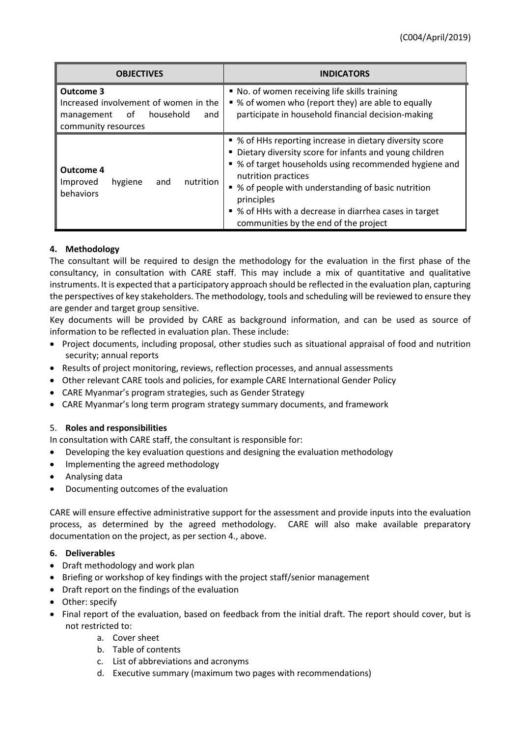(C004/April/2019)

| OBJECTIVES | INDICATORS |
|---|---|
| **Outcome 3**<br>Increased involvement of women in the management of household and community resources | ▪ No. of women receiving life skills training<br>▪ % of women who (report they) are able to equally participate in household financial decision-making |
| **Outcome 4**<br>Improved hygiene and nutrition behaviors | ▪ % of HHs reporting increase in dietary diversity score<br>▪ Dietary diversity score for infants and young children<br>▪ % of target households using recommended hygiene and nutrition practices<br>▪ % of people with understanding of basic nutrition principles<br>▪ % of HHs with a decrease in diarrhea cases in target communities by the end of the project |

**4. Methodology**

The consultant will be required to design the methodology for the evaluation in the first phase of the consultancy, in consultation with CARE staff. This may include a mix of quantitative and qualitative instruments. It is expected that a participatory approach should be reflected in the evaluation plan, capturing the perspectives of key stakeholders. The methodology, tools and scheduling will be reviewed to ensure they are gender and target group sensitive.

Key documents will be provided by CARE as background information, and can be used as source of information to be reflected in evaluation plan. These include:

- Project documents, including proposal, other studies such as situational appraisal of food and nutrition security; annual reports
- Results of project monitoring, reviews, reflection processes, and annual assessments
- Other relevant CARE tools and policies, for example CARE International Gender Policy
- CARE Myanmar's program strategies, such as Gender Strategy
- CARE Myanmar's long term program strategy summary documents, and framework

5. **Roles and responsibilities**

In consultation with CARE staff, the consultant is responsible for:

- Developing the key evaluation questions and designing the evaluation methodology
- Implementing the agreed methodology
- Analysing data
- Documenting outcomes of the evaluation

CARE will ensure effective administrative support for the assessment and provide inputs into the evaluation process, as determined by the agreed methodology. CARE will also make available preparatory documentation on the project, as per section 4., above.

**6. Deliverables**

- Draft methodology and work plan
- Briefing or workshop of key findings with the project staff/senior management
- Draft report on the findings of the evaluation
- Other: specify
- Final report of the evaluation, based on feedback from the initial draft. The report should cover, but is not restricted to:
    a. Cover sheet
    b. Table of contents
    c. List of abbreviations and acronyms
    d. Executive summary (maximum two pages with recommendations)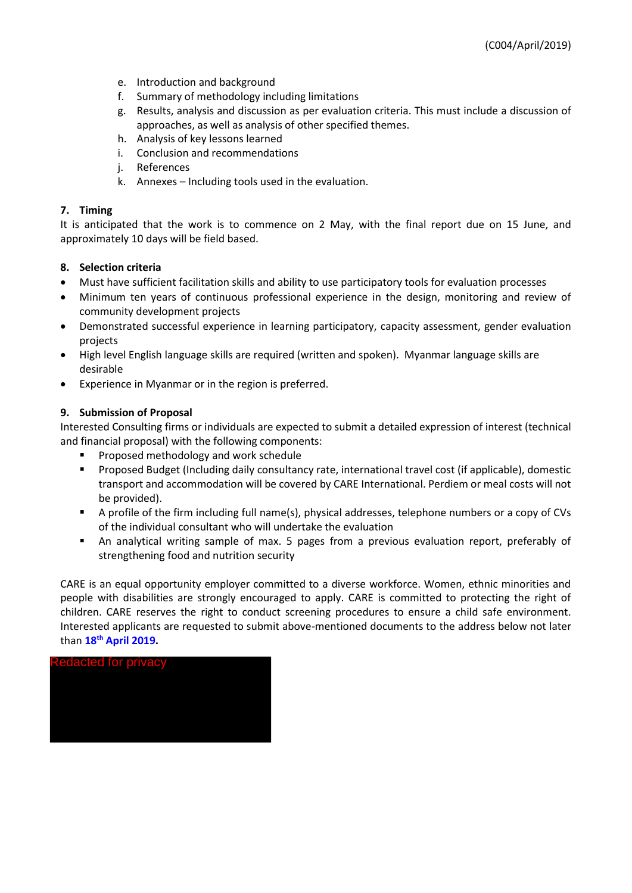e. Introduction and background
f. Summary of methodology including limitations
g. Results, analysis and discussion as per evaluation criteria. This must include a discussion of approaches, as well as analysis of other specified themes.
h. Analysis of key lessons learned
i. Conclusion and recommendations
j. References
k. Annexes – Including tools used in the evaluation.

## 7. Timing

It is anticipated that the work is to commence on 2 May, with the final report due on 15 June, and approximately 10 days will be field based.

## 8. Selection criteria

- Must have sufficient facilitation skills and ability to use participatory tools for evaluation processes
- Minimum ten years of continuous professional experience in the design, monitoring and review of community development projects
- Demonstrated successful experience in learning participatory, capacity assessment, gender evaluation projects
- High level English language skills are required (written and spoken). Myanmar language skills are desirable
- Experience in Myanmar or in the region is preferred.

## 9. Submission of Proposal

Interested Consulting firms or individuals are expected to submit a detailed expression of interest (technical and financial proposal) with the following components:

- Proposed methodology and work schedule
- Proposed Budget (Including daily consultancy rate, international travel cost (if applicable), domestic transport and accommodation will be covered by CARE International. Perdiem or meal costs will not be provided).
- A profile of the firm including full name(s), physical addresses, telephone numbers or a copy of CVs of the individual consultant who will undertake the evaluation
- An analytical writing sample of max. 5 pages from a previous evaluation report, preferably of strengthening food and nutrition security

CARE is an equal opportunity employer committed to a diverse workforce. Women, ethnic minorities and people with disabilities are strongly encouraged to apply. CARE is committed to protecting the right of children. CARE reserves the right to conduct screening procedures to ensure a child safe environment. Interested applicants are requested to submit above-mentioned documents to the address below not later than **18th April 2019.**

Redacted for privacy